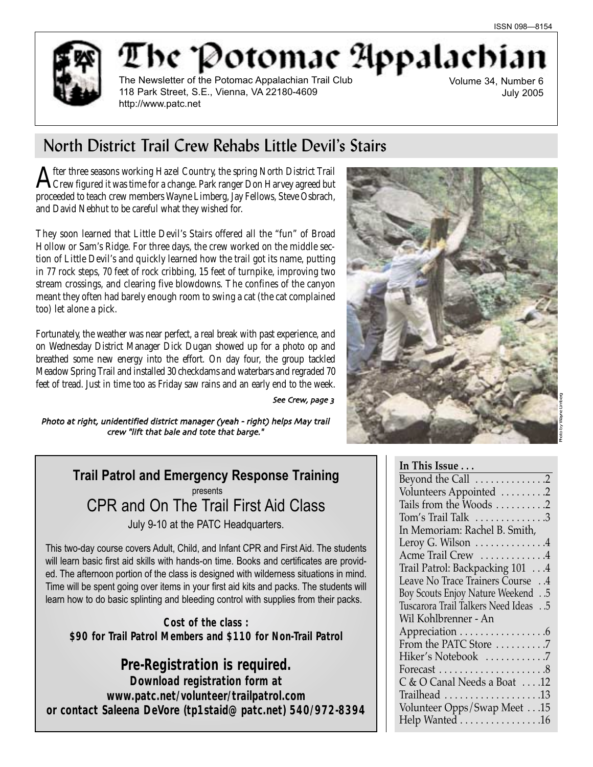ISSN 098—8154

# The Potomac Appalachian

The Newsletter of the Potomac Appalachian Trail Club
118 Park Street, S.E., Vienna, VA 22180-4609
http://www.patc.net

Volume 34, Number 6
July 2005

## North District Trail Crew Rehabs Little Devil's Stairs

After three seasons working Hazel Country, the spring North District Trail Crew figured it was time for a change. Park ranger Don Harvey agreed but proceeded to teach crew members Wayne Limberg, Jay Fellows, Steve Osbrach, and David Nebhut to be careful what they wished for.

They soon learned that Little Devil's Stairs offered all the "fun" of Broad Hollow or Sam's Ridge. For three days, the crew worked on the middle section of Little Devil's and quickly learned how the trail got its name, putting in 77 rock steps, 70 feet of rock cribbing, 15 feet of turnpike, improving two stream crossings, and clearing five blowdowns. The confines of the canyon meant they often had barely enough room to swing a cat (the cat complained too) let alone a pick.

Fortunately, the weather was near perfect, a real break with past experience, and on Wednesday District Manager Dick Dugan showed up for a photo op and breathed some new energy into the effort. On day four, the group tackled Meadow Spring Trail and installed 30 checkdams and waterbars and regraded 70 feet of tread. Just in time too as Friday saw rains and an early end to the week.

*See Crew, page 3*

*Photo at right, unidentified district manager (yeah - right) helps May trail crew "lift that bale and tote that barge."*

Photo by Wayne Limberg

---

### Trail Patrol and Emergency Response Training

presents

### CPR and On The Trail First Aid Class

July 9-10 at the PATC Headquarters.

This two-day course covers Adult, Child, and Infant CPR and First Aid. The students will learn basic first aid skills with hands-on time. Books and certificates are provided. The afternoon portion of the class is designed with wilderness situations in mind. Time will be spent going over items in your first aid kits and packs. The students will learn how to do basic splinting and bleeding control with supplies from their packs.

**Cost of the class :**
**$90 for Trail Patrol Members and $110 for Non-Trail Patrol**

**Pre-Registration is required.**
**Download registration form at**
**www.patc.net/volunteer/trailpatrol.com**
**or contact Saleena DeVore (tp1staid@patc.net) 540/972-8394**

---

**In This Issue . . .**

| | |
|---|---|
| Beyond the Call | 2 |
| Volunteers Appointed | 2 |
| Tails from the Woods | 2 |
| Tom's Trail Talk | 3 |
| In Memoriam: Rachel B. Smith, Leroy G. Wilson | 4 |
| Acme Trail Crew | 4 |
| Trail Patrol: Backpacking 101 | 4 |
| Leave No Trace Trainers Course | 4 |
| Boy Scouts Enjoy Nature Weekend | 5 |
| Tuscarora Trail Talkers Need Ideas | 5 |
| Wil Kohlbrenner - An Appreciation | 6 |
| From the PATC Store | 7 |
| Hiker's Notebook | 7 |
| Forecast | 8 |
| C & O Canal Needs a Boat | 12 |
| Trailhead | 13 |
| Volunteer Opps/Swap Meet | 15 |
| Help Wanted | 16 |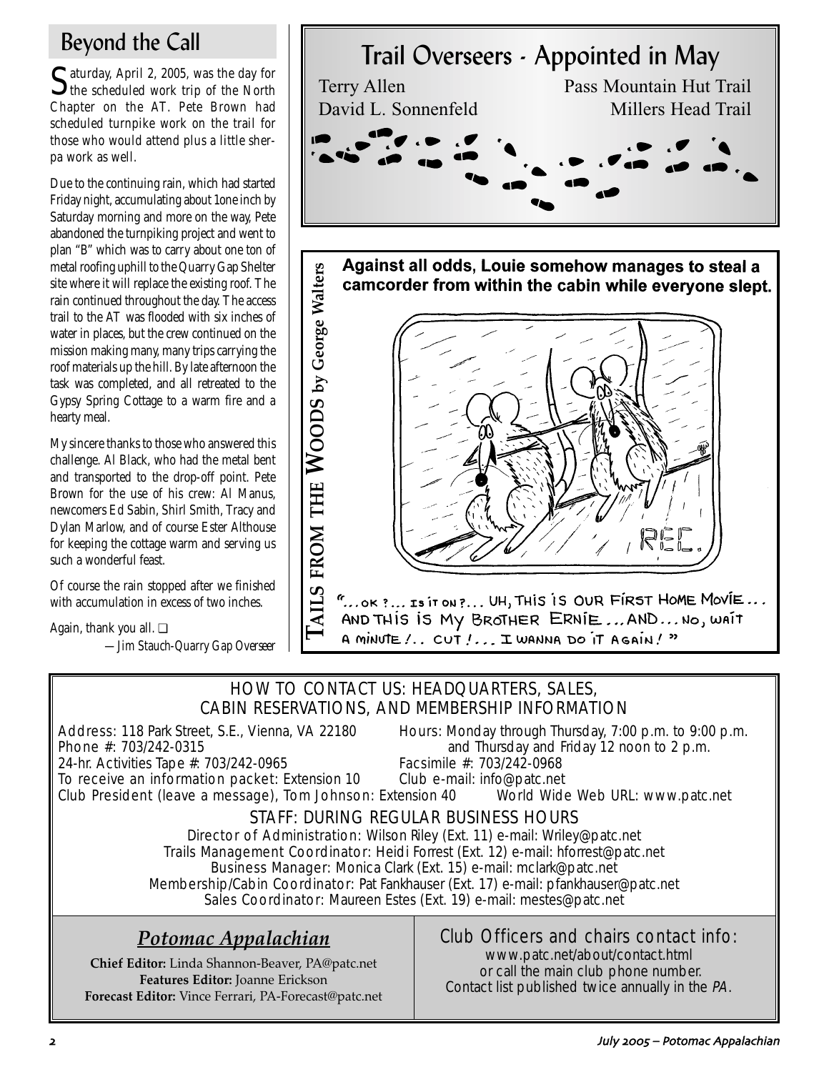## Beyond the Call

Saturday, April 2, 2005, was the day for the scheduled work trip of the North Chapter on the AT. Pete Brown had scheduled turnpike work on the trail for those who would attend plus a little sherpa work as well.

Due to the continuing rain, which had started Friday night, accumulating about 1one inch by Saturday morning and more on the way, Pete abandoned the turnpiking project and went to plan "B" which was to carry about one ton of metal roofing uphill to the Quarry Gap Shelter site where it will replace the existing roof. The rain continued throughout the day. The access trail to the AT was flooded with six inches of water in places, but the crew continued on the mission making many, many trips carrying the roof materials up the hill. By late afternoon the task was completed, and all retreated to the Gypsy Spring Cottage to a warm fire and a hearty meal.

My sincere thanks to those who answered this challenge. Al Black, who had the metal bent and transported to the drop-off point. Pete Brown for the use of his crew: Al Manus, newcomers Ed Sabin, Shirl Smith, Tracy and Dylan Marlow, and of course Ester Althouse for keeping the cottage warm and serving us such a wonderful feast.

Of course the rain stopped after we finished with accumulation in excess of two inches.

Again, thank you all. ❑

*—Jim Stauch-Quarry Gap Overseer*

## Trail Overseers - Appointed in May

| | |
|---|---|
| Terry Allen | Pass Mountain Hut Trail |
| David L. Sonnenfeld | Millers Head Trail |

## Tails from the Woods by George Walters

**Against all odds, Louie somehow manages to steal a camcorder from within the cabin while everyone slept.**

"...OK ?... IS IT ON ?... UH, THIS IS OUR FIRST HOME MOVIE... AND THIS IS MY BROTHER ERNIE ... AND ... NO, WAIT A MINUTE !.. CUT !... I WANNA DO IT AGAIN ! "

### HOW TO CONTACT US: HEADQUARTERS, SALES, CABIN RESERVATIONS, AND MEMBERSHIP INFORMATION

Address: 118 Park Street, S.E., Vienna, VA 22180
Phone #: 703/242-0315
24-hr. Activities Tape #: 703/242-0965
To receive an information packet: Extension 10
Club President (leave a message), Tom Johnson: Extension 40

Hours: Monday through Thursday, 7:00 p.m. to 9:00 p.m. and Thursday and Friday 12 noon to 2 p.m.
Facsimile #: 703/242-0968
Club e-mail: info@patc.net
World Wide Web URL: www.patc.net

### STAFF: DURING REGULAR BUSINESS HOURS

Director of Administration: Wilson Riley (Ext. 11) e-mail: Wriley@patc.net
Trails Management Coordinator: Heidi Forrest (Ext. 12) e-mail: hforrest@patc.net
Business Manager: Monica Clark (Ext. 15) e-mail: mclark@patc.net
Membership/Cabin Coordinator: Pat Fankhauser (Ext. 17) e-mail: pfankhauser@patc.net
Sales Coordinator: Maureen Estes (Ext. 19) e-mail: mestes@patc.net

### *Potomac Appalachian*

**Chief Editor:** Linda Shannon-Beaver, PA@patc.net
**Features Editor:** Joanne Erickson
**Forecast Editor:** Vince Ferrari, PA-Forecast@patc.net

### Club Officers and chairs contact info:

www.patc.net/about/contact.html
or call the main club phone number.
Contact list published twice annually in the *PA*.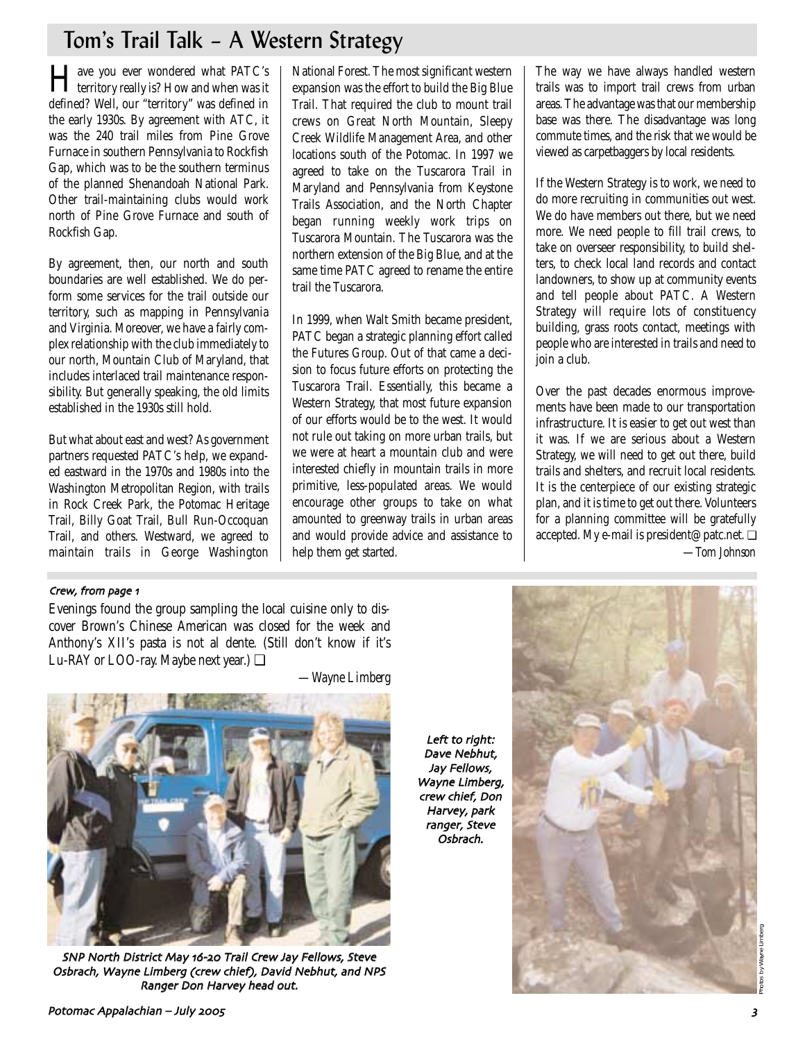# Tom's Trail Talk – A Western Strategy

Have you ever wondered what PATC's territory really is? How and when was it defined? Well, our "territory" was defined in the early 1930s. By agreement with ATC, it was the 240 trail miles from Pine Grove Furnace in southern Pennsylvania to Rockfish Gap, which was to be the southern terminus of the planned Shenandoah National Park. Other trail-maintaining clubs would work north of Pine Grove Furnace and south of Rockfish Gap.

By agreement, then, our north and south boundaries are well established. We do perform some services for the trail outside our territory, such as mapping in Pennsylvania and Virginia. Moreover, we have a fairly complex relationship with the club immediately to our north, Mountain Club of Maryland, that includes interlaced trail maintenance responsibility. But generally speaking, the old limits established in the 1930s still hold.

But what about east and west? As government partners requested PATC's help, we expanded eastward in the 1970s and 1980s into the Washington Metropolitan Region, with trails in Rock Creek Park, the Potomac Heritage Trail, Billy Goat Trail, Bull Run-Occoquan Trail, and others. Westward, we agreed to maintain trails in George Washington National Forest. The most significant western expansion was the effort to build the Big Blue Trail. That required the club to mount trail crews on Great North Mountain, Sleepy Creek Wildlife Management Area, and other locations south of the Potomac. In 1997 we agreed to take on the Tuscarora Trail in Maryland and Pennsylvania from Keystone Trails Association, and the North Chapter began running weekly work trips on Tuscarora Mountain. The Tuscarora was the northern extension of the Big Blue, and at the same time PATC agreed to rename the entire trail the Tuscarora.

In 1999, when Walt Smith became president, PATC began a strategic planning effort called the Futures Group. Out of that came a decision to focus future efforts on protecting the Tuscarora Trail. Essentially, this became a Western Strategy, that most future expansion of our efforts would be to the west. It would not rule out taking on more urban trails, but we were at heart a mountain club and were interested chiefly in mountain trails in more primitive, less-populated areas. We would encourage other groups to take on what amounted to greenway trails in urban areas and would provide advice and assistance to help them get started.

The way we have always handled western trails was to import trail crews from urban areas. The advantage was that our membership base was there. The disadvantage was long commute times, and the risk that we would be viewed as carpetbaggers by local residents.

If the Western Strategy is to work, we need to do more recruiting in communities out west. We do have members out there, but we need more. We need people to fill trail crews, to take on overseer responsibility, to build shelters, to check local land records and contact landowners, to show up at community events and tell people about PATC. A Western Strategy will require lots of constituency building, grass roots contact, meetings with people who are interested in trails and need to join a club.

Over the past decades enormous improvements have been made to our transportation infrastructure. It is easier to get out west than it was. If we are serious about a Western Strategy, we will need to get out there, build trails and shelters, and recruit local residents. It is the centerpiece of our existing strategic plan, and it is time to get out there. Volunteers for a planning committee will be gratefully accepted. My e-mail is president@patc.net. ❑

*—Tom Johnson*

*Crew, from page 1*

Evenings found the group sampling the local cuisine only to discover Brown's Chinese American was closed for the week and Anthony's XII's pasta is not al dente. (Still don't know if it's Lu-RAY or LOO-ray. Maybe next year.) ❑

*—Wayne Limberg*

*SNP North District May 16-20 Trail Crew Jay Fellows, Steve Osbrach, Wayne Limberg (crew chief), David Nebhut, and NPS Ranger Don Harvey head out.*

*Left to right: Dave Nebhut, Jay Fellows, Wayne Limberg, crew chief, Don Harvey, park ranger, Steve Osbrach.*

Photos by Wayne Limberg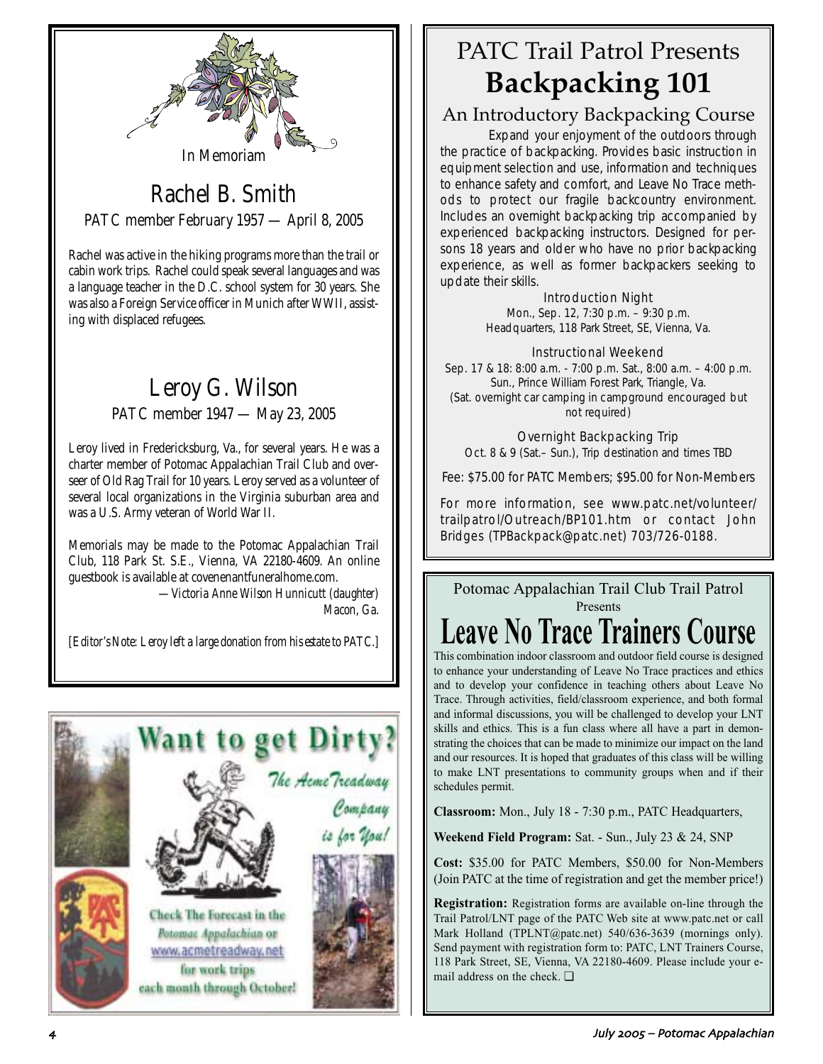In Memoriam

## Rachel B. Smith

PATC member February 1957 — April 8, 2005

Rachel was active in the hiking programs more than the trail or cabin work trips. Rachel could speak several languages and was a language teacher in the D.C. school system for 30 years. She was also a Foreign Service officer in Munich after WWII, assisting with displaced refugees.

## Leroy G. Wilson

PATC member 1947 — May 23, 2005

Leroy lived in Fredericksburg, Va., for several years. He was a charter member of Potomac Appalachian Trail Club and overseer of Old Rag Trail for 10 years. Leroy served as a volunteer of several local organizations in the Virginia suburban area and was a U.S. Army veteran of World War II.

Memorials may be made to the Potomac Appalachian Trail Club, 118 Park St. S.E., Vienna, VA 22180-4609. An online guestbook is available at covenenantfuneralhome.com.

*—Victoria Anne Wilson Hunnicutt (daughter) Macon, Ga.*

*[Editor's Note: Leroy left a large donation from his estate to PATC.]*

## Want to get Dirty?

*The Acme Treadway Company is for You!*

Check The Forecast in the *Potomac Appalachian* or www.acmetreadway.net for work trips each month through October!

# PATC Trail Patrol Presents Backpacking 101

## An Introductory Backpacking Course

Expand your enjoyment of the outdoors through the practice of backpacking. Provides basic instruction in equipment selection and use, information and techniques to enhance safety and comfort, and Leave No Trace methods to protect our fragile backcountry environment. Includes an overnight backpacking trip accompanied by experienced backpacking instructors. Designed for persons 18 years and older who have no prior backpacking experience, as well as former backpackers seeking to update their skills.

**Introduction Night**
Mon., Sep. 12, 7:30 p.m. – 9:30 p.m.
Headquarters, 118 Park Street, SE, Vienna, Va.

**Instructional Weekend**
Sep. 17 & 18: 8:00 a.m. - 7:00 p.m. Sat., 8:00 a.m. – 4:00 p.m. Sun., Prince William Forest Park, Triangle, Va.
(Sat. overnight car camping in campground encouraged but not required)

**Overnight Backpacking Trip**
Oct. 8 & 9 (Sat.– Sun.), Trip destination and times TBD

Fee: $75.00 for PATC Members; $95.00 for Non-Members

For more information, see www.patc.net/volunteer/trailpatrol/Outreach/BP101.htm or contact John Bridges (TPBackpack@patc.net) 703/726-0188.

Potomac Appalachian Trail Club Trail Patrol Presents

# Leave No Trace Trainers Course

This combination indoor classroom and outdoor field course is designed to enhance your understanding of Leave No Trace practices and ethics and to develop your confidence in teaching others about Leave No Trace. Through activities, field/classroom experience, and both formal and informal discussions, you will be challenged to develop your LNT skills and ethics. This is a fun class where all have a part in demonstrating the choices that can be made to minimize our impact on the land and our resources. It is hoped that graduates of this class will be willing to make LNT presentations to community groups when and if their schedules permit.

**Classroom:** Mon., July 18 - 7:30 p.m., PATC Headquarters,

**Weekend Field Program:** Sat. - Sun., July 23 & 24, SNP

**Cost:** $35.00 for PATC Members, $50.00 for Non-Members (Join PATC at the time of registration and get the member price!)

**Registration:** Registration forms are available on-line through the Trail Patrol/LNT page of the PATC Web site at www.patc.net or call Mark Holland (TPLNT@patc.net) 540/636-3639 (mornings only). Send payment with registration form to: PATC, LNT Trainers Course, 118 Park Street, SE, Vienna, VA 22180-4609. Please include your e-mail address on the check. ❑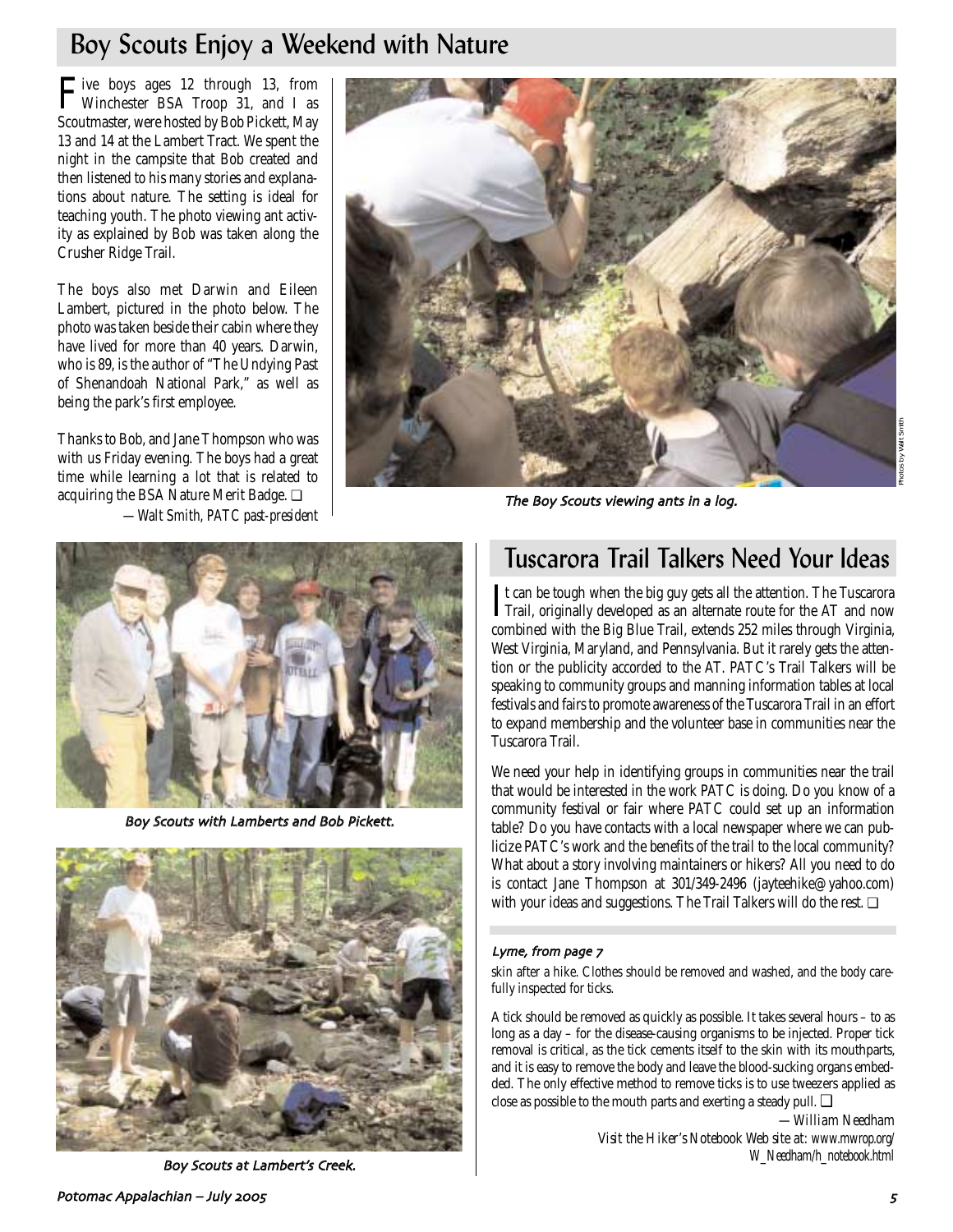## Boy Scouts Enjoy a Weekend with Nature

Five boys ages 12 through 13, from Winchester BSA Troop 31, and I as Scoutmaster, were hosted by Bob Pickett, May 13 and 14 at the Lambert Tract. We spent the night in the campsite that Bob created and then listened to his many stories and explanations about nature. The setting is ideal for teaching youth. The photo viewing ant activity as explained by Bob was taken along the Crusher Ridge Trail.

The boys also met Darwin and Eileen Lambert, pictured in the photo below. The photo was taken beside their cabin where they have lived for more than 40 years. Darwin, who is 89, is the author of "The Undying Past of Shenandoah National Park," as well as being the park's first employee.

Thanks to Bob, and Jane Thompson who was with us Friday evening. The boys had a great time while learning a lot that is related to acquiring the BSA Nature Merit Badge. ❑

*—Walt Smith, PATC past-president*

The Boy Scouts viewing ants in a log.

Photos by Walt Smith

Boy Scouts with Lamberts and Bob Pickett.

Boy Scouts at Lambert's Creek.

## Tuscarora Trail Talkers Need Your Ideas

It can be tough when the big guy gets all the attention. The Tuscarora Trail, originally developed as an alternate route for the AT and now combined with the Big Blue Trail, extends 252 miles through Virginia, West Virginia, Maryland, and Pennsylvania. But it rarely gets the attention or the publicity accorded to the AT. PATC's Trail Talkers will be speaking to community groups and manning information tables at local festivals and fairs to promote awareness of the Tuscarora Trail in an effort to expand membership and the volunteer base in communities near the Tuscarora Trail.

We need your help in identifying groups in communities near the trail that would be interested in the work PATC is doing. Do you know of a community festival or fair where PATC could set up an information table? Do you have contacts with a local newspaper where we can publicize PATC's work and the benefits of the trail to the local community? What about a story involving maintainers or hikers? All you need to do is contact Jane Thompson at 301/349-2496 (jayteehike@yahoo.com) with your ideas and suggestions. The Trail Talkers will do the rest. ❑

### *Lyme, from page 7*

skin after a hike. Clothes should be removed and washed, and the body carefully inspected for ticks.

A tick should be removed as quickly as possible. It takes several hours – to as long as a day – for the disease-causing organisms to be injected. Proper tick removal is critical, as the tick cements itself to the skin with its mouthparts, and it is easy to remove the body and leave the blood-sucking organs embedded. The only effective method to remove ticks is to use tweezers applied as close as possible to the mouth parts and exerting a steady pull. ❑

*—William Needham*

*Visit the Hiker's Notebook Web site at: www.mwrop.org/W_Needham/h_notebook.html*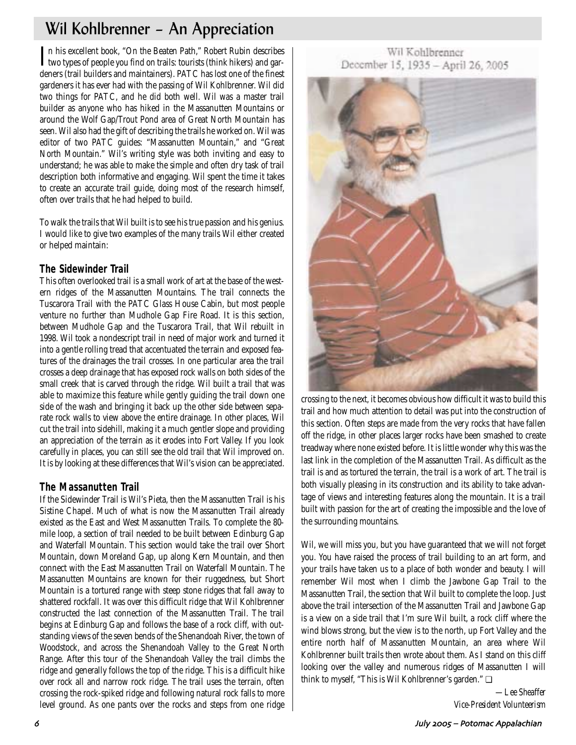# Wil Kohlbrenner – An Appreciation

In his excellent book, "On the Beaten Path," Robert Rubin describes two types of people you find on trails: tourists (think hikers) and gardeners (trail builders and maintainers). PATC has lost one of the finest gardeners it has ever had with the passing of Wil Kohlbrenner. Wil did two things for PATC, and he did both well. Wil was a master trail builder as anyone who has hiked in the Massanutten Mountains or around the Wolf Gap/Trout Pond area of Great North Mountain has seen. Wil also had the gift of describing the trails he worked on. Wil was editor of two PATC guides: "Massanutten Mountain," and "Great North Mountain." Wil's writing style was both inviting and easy to understand; he was able to make the simple and often dry task of trail description both informative and engaging. Wil spent the time it takes to create an accurate trail guide, doing most of the research himself, often over trails that he had helped to build.

To walk the trails that Wil built is to see his true passion and his genius. I would like to give two examples of the many trails Wil either created or helped maintain:

### The Sidewinder Trail

This often overlooked trail is a small work of art at the base of the western ridges of the Massanutten Mountains. The trail connects the Tuscarora Trail with the PATC Glass House Cabin, but most people venture no further than Mudhole Gap Fire Road. It is this section, between Mudhole Gap and the Tuscarora Trail, that Wil rebuilt in 1998. Wil took a nondescript trail in need of major work and turned it into a gentle rolling tread that accentuated the terrain and exposed features of the drainages the trail crosses. In one particular area the trail crosses a deep drainage that has exposed rock walls on both sides of the small creek that is carved through the ridge. Wil built a trail that was able to maximize this feature while gently guiding the trail down one side of the wash and bringing it back up the other side between separate rock walls to view above the entire drainage. In other places, Wil cut the trail into sidehill, making it a much gentler slope and providing an appreciation of the terrain as it erodes into Fort Valley. If you look carefully in places, you can still see the old trail that Wil improved on. It is by looking at these differences that Wil's vision can be appreciated.

### The Massanutten Trail

If the Sidewinder Trail is Wil's Pieta, then the Massanutten Trail is his Sistine Chapel. Much of what is now the Massanutten Trail already existed as the East and West Massanutten Trails. To complete the 80-mile loop, a section of trail needed to be built between Edinburg Gap and Waterfall Mountain. This section would take the trail over Short Mountain, down Moreland Gap, up along Kern Mountain, and then connect with the East Massanutten Trail on Waterfall Mountain. The Massanutten Mountains are known for their ruggedness, but Short Mountain is a tortured range with steep stone ridges that fall away to shattered rockfall. It was over this difficult ridge that Wil Kohlbrenner constructed the last connection of the Massanutten Trail. The trail begins at Edinburg Gap and follows the base of a rock cliff, with outstanding views of the seven bends of the Shenandoah River, the town of Woodstock, and across the Shenandoah Valley to the Great North Range. After this tour of the Shenandoah Valley the trail climbs the ridge and generally follows the top of the ridge. This is a difficult hike over rock all and narrow rock ridge. The trail uses the terrain, often crossing the rock-spiked ridge and following natural rock falls to more level ground. As one pants over the rocks and steps from one ridge crossing to the next, it becomes obvious how difficult it was to build this trail and how much attention to detail was put into the construction of this section. Often steps are made from the very rocks that have fallen off the ridge, in other places larger rocks have been smashed to create treadway where none existed before. It is little wonder why this was the last link in the completion of the Massanutten Trail. As difficult as the trail is and as tortured the terrain, the trail is a work of art. The trail is both visually pleasing in its construction and its ability to take advantage of views and interesting features along the mountain. It is a trail built with passion for the art of creating the impossible and the love of the surrounding mountains.

Wil Kohlbrenner
December 15, 1935 – April 26, 2005

Wil, we will miss you, but you have guaranteed that we will not forget you. You have raised the process of trail building to an art form, and your trails have taken us to a place of both wonder and beauty. I will remember Wil most when I climb the Jawbone Gap Trail to the Massanutten Trail, the section that Wil built to complete the loop. Just above the trail intersection of the Massanutten Trail and Jawbone Gap is a view on a side trail that I'm sure Wil built, a rock cliff where the wind blows strong, but the view is to the north, up Fort Valley and the entire north half of Massanutten Mountain, an area where Wil Kohlbrenner built trails then wrote about them. As I stand on this cliff looking over the valley and numerous ridges of Massanutten I will think to myself, "This is Wil Kohlbrenner's garden." ❑

*—Lee Sheaffer*
*Vice-President Volunteerism*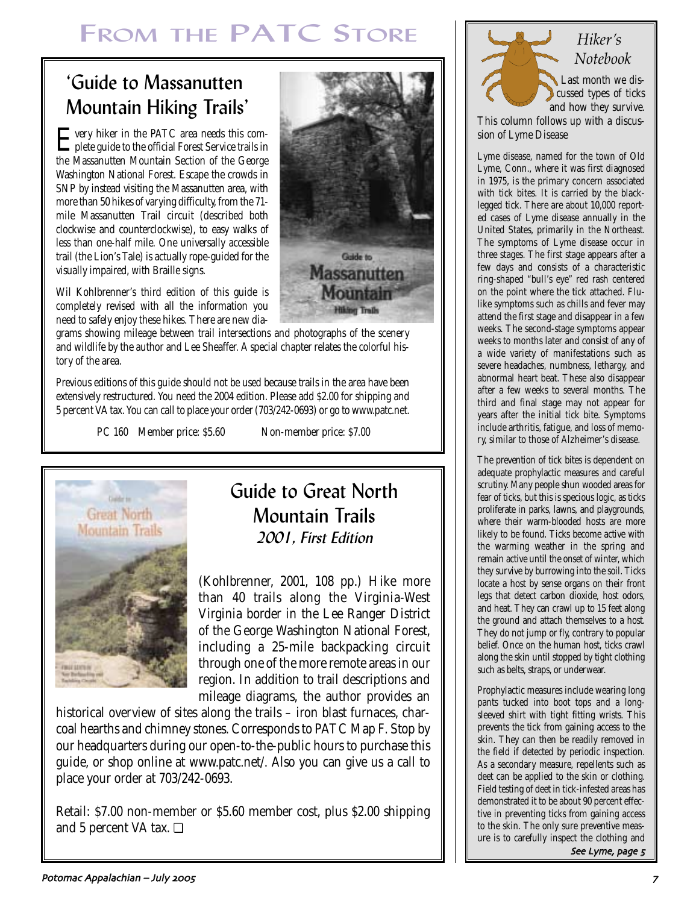# From the PATC Store

## 'Guide to Massanutten Mountain Hiking Trails'

Every hiker in the PATC area needs this complete guide to the official Forest Service trails in the Massanutten Mountain Section of the George Washington National Forest. Escape the crowds in SNP by instead visiting the Massanutten area, with more than 50 hikes of varying difficulty, from the 71-mile Massanutten Trail circuit (described both clockwise and counterclockwise), to easy walks of less than one-half mile. One universally accessible trail (the Lion's Tale) is actually rope-guided for the visually impaired, with Braille signs.

Wil Kohlbrenner's third edition of this guide is completely revised with all the information you need to safely enjoy these hikes. There are new diagrams showing mileage between trail intersections and photographs of the scenery and wildlife by the author and Lee Sheaffer. A special chapter relates the colorful history of the area.

Previous editions of this guide should not be used because trails in the area have been extensively restructured. You need the 2004 edition. Please add $2.00 for shipping and 5 percent VA tax. You can call to place your order (703/242-0693) or go to www.patc.net.

PC 160 Member price: $5.60 Non-member price: $7.00

## Guide to Great North Mountain Trails
### *2001, First Edition*

(Kohlbrenner, 2001, 108 pp.) Hike more than 40 trails along the Virginia-West Virginia border in the Lee Ranger District of the George Washington National Forest, including a 25-mile backpacking circuit through one of the more remote areas in our region. In addition to trail descriptions and mileage diagrams, the author provides an historical overview of sites along the trails – iron blast furnaces, charcoal hearths and chimney stones. Corresponds to PATC Map F. Stop by our headquarters during our open-to-the-public hours to purchase this guide, or shop online at www.patc.net/. Also you can give us a call to place your order at 703/242-0693.

Retail: $7.00 non-member or $5.60 member cost, plus $2.00 shipping and 5 percent VA tax. ❑

## *Hiker's Notebook*

Last month we discussed types of ticks and how they survive. This column follows up with a discussion of Lyme Disease

Lyme disease, named for the town of Old Lyme, Conn., where it was first diagnosed in 1975, is the primary concern associated with tick bites. It is carried by the black-legged tick. There are about 10,000 reported cases of Lyme disease annually in the United States, primarily in the Northeast. The symptoms of Lyme disease occur in three stages. The first stage appears after a few days and consists of a characteristic ring-shaped "bull's eye" red rash centered on the point where the tick attached. Flu-like symptoms such as chills and fever may attend the first stage and disappear in a few weeks. The second-stage symptoms appear weeks to months later and consist of any of a wide variety of manifestations such as severe headaches, numbness, lethargy, and abnormal heart beat. These also disappear after a few weeks to several months. The third and final stage may not appear for years after the initial tick bite. Symptoms include arthritis, fatigue, and loss of memory, similar to those of Alzheimer's disease.

The prevention of tick bites is dependent on adequate prophylactic measures and careful scrutiny. Many people shun wooded areas for fear of ticks, but this is specious logic, as ticks proliferate in parks, lawns, and playgrounds, where their warm-blooded hosts are more likely to be found. Ticks become active with the warming weather in the spring and remain active until the onset of winter, which they survive by burrowing into the soil. Ticks locate a host by sense organs on their front legs that detect carbon dioxide, host odors, and heat. They can crawl up to 15 feet along the ground and attach themselves to a host. They do not jump or fly, contrary to popular belief. Once on the human host, ticks crawl along the skin until stopped by tight clothing such as belts, straps, or underwear.

Prophylactic measures include wearing long pants tucked into boot tops and a long-sleeved shirt with tight fitting wrists. This prevents the tick from gaining access to the skin. They can then be readily removed in the field if detected by periodic inspection. As a secondary measure, repellents such as deet can be applied to the skin or clothing. Field testing of deet in tick-infested areas has demonstrated it to be about 90 percent effective in preventing ticks from gaining access to the skin. The only sure preventive measure is to carefully inspect the clothing and

*See Lyme, page 5*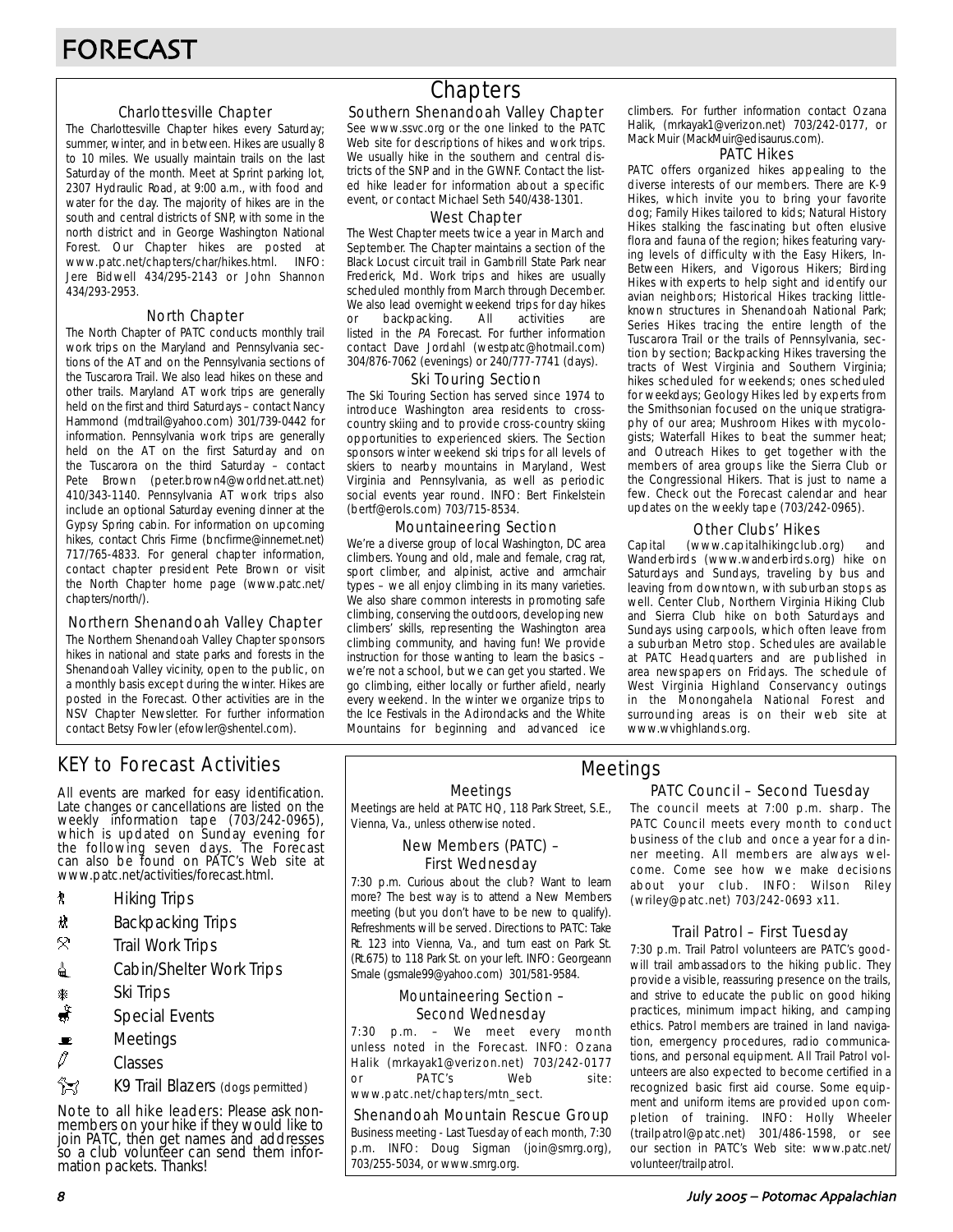# FORECAST

## Chapters

### Charlottesville Chapter

The Charlottesville Chapter hikes every Saturday; summer, winter, and in between. Hikes are usually 8 to 10 miles. We usually maintain trails on the last Saturday of the month. Meet at Sprint parking lot, 2307 Hydraulic Road, at 9:00 a.m., with food and water for the day. The majority of hikes are in the south and central districts of SNP, with some in the north district and in George Washington National Forest. Our Chapter hikes are posted at www.patc.net/chapters/char/hikes.html. INFO: Jere Bidwell 434/295-2143 or John Shannon 434/293-2953.

### North Chapter

The North Chapter of PATC conducts monthly trail work trips on the Maryland and Pennsylvania sections of the AT and on the Pennsylvania sections of the Tuscarora Trail. We also lead hikes on these and other trails. Maryland AT work trips are generally held on the first and third Saturdays – contact Nancy Hammond (mdtrail@yahoo.com) 301/739-0442 for information. Pennsylvania work trips are generally held on the AT on the first Saturday and on the Tuscarora on the third Saturday – contact Pete Brown (peter.brown4@worldnet.att.net) 410/343-1140. Pennsylvania AT work trips also include an optional Saturday evening dinner at the Gypsy Spring cabin. For information on upcoming hikes, contact Chris Firme (bncfirme@innernet.net) 717/765-4833. For general chapter information, contact chapter president Pete Brown or visit the North Chapter home page (www.patc.net/chapters/north/).

### Northern Shenandoah Valley Chapter

The Northern Shenandoah Valley Chapter sponsors hikes in national and state parks and forests in the Shenandoah Valley vicinity, open to the public, on a monthly basis except during the winter. Hikes are posted in the Forecast. Other activities are in the NSV Chapter Newsletter. For further information contact Betsy Fowler (efowler@shentel.com).

### Southern Shenandoah Valley Chapter

See www.ssvc.org or the one linked to the PATC Web site for descriptions of hikes and work trips. We usually hike in the southern and central districts of the SNP and in the GWNF. Contact the listed hike leader for information about a specific event, or contact Michael Seth 540/438-1301.

### West Chapter

The West Chapter meets twice a year in March and September. The Chapter maintains a section of the Black Locust circuit trail in Gambrill State Park near Frederick, Md. Work trips and hikes are usually scheduled monthly from March through December. We also lead overnight weekend trips for day hikes or backpacking. All activities are listed in the *PA* Forecast. For further information contact Dave Jordahl (westpatc@hotmail.com) 304/876-7062 (evenings) or 240/777-7741 (days).

### Ski Touring Section

The Ski Touring Section has served since 1974 to introduce Washington area residents to cross-country skiing and to provide cross-country skiing opportunities to experienced skiers. The Section sponsors winter weekend ski trips for all levels of skiers to nearby mountains in Maryland, West Virginia and Pennsylvania, as well as periodic social events year round. INFO: Bert Finkelstein (bertf@erols.com) 703/715-8534.

### Mountaineering Section

We're a diverse group of local Washington, DC area climbers. Young and old, male and female, crag rat, sport climber, and alpinist, active and armchair types – we all enjoy climbing in its many varieties. We also share common interests in promoting safe climbing, conserving the outdoors, developing new climbers' skills, representing the Washington area climbing community, and having fun! We provide instruction for those wanting to learn the basics – we're not a school, but we can get you started. We go climbing, either locally or further afield, nearly every weekend. In the winter we organize trips to the Ice Festivals in the Adirondacks and the White Mountains for beginning and advanced ice climbers. For further information contact Ozana Halik, (mrkayak1@verizon.net) 703/242-0177, or Mack Muir (MackMuir@edisaurus.com).

### PATC Hikes

PATC offers organized hikes appealing to the diverse interests of our members. There are K-9 Hikes, which invite you to bring your favorite dog; Family Hikes tailored to kids; Natural History Hikes stalking the fascinating but often elusive flora and fauna of the region; hikes featuring varying levels of difficulty with the Easy Hikers, In-Between Hikers, and Vigorous Hikers; Birding Hikes with experts to help sight and identify our avian neighbors; Historical Hikes tracking little-known structures in Shenandoah National Park; Series Hikes tracing the entire length of the Tuscarora Trail or the trails of Pennsylvania, section by section; Backpacking Hikes traversing the tracts of West Virginia and Southern Virginia; hikes scheduled for weekends; ones scheduled for weekdays; Geology Hikes led by experts from the Smithsonian focused on the unique stratigraphy of our area; Mushroom Hikes with mycologists; Waterfall Hikes to beat the summer heat; and Outreach Hikes to get together with the members of area groups like the Sierra Club or the Congressional Hikers. That is just to name a few. Check out the Forecast calendar and hear updates on the weekly tape (703/242-0965).

### Other Clubs' Hikes

Capital (www.capitalhikingclub.org) and Wanderbirds (www.wanderbirds.org) hike on Saturdays and Sundays, traveling by bus and leaving from downtown, with suburban stops as well. Center Club, Northern Virginia Hiking Club and Sierra Club hike on both Saturdays and Sundays using carpools, which often leave from a suburban Metro stop. Schedules are available at PATC Headquarters and are published in area newspapers on Fridays. The schedule of West Virginia Highland Conservancy outings in the Monongahela National Forest and surrounding areas is on their web site at www.wvhighlands.org.

## KEY to Forecast Activities

All events are marked for easy identification. Late changes or cancellations are listed on the weekly information tape (703/242-0965), which is updated on Sunday evening for the following seven days. The Forecast can also be found on PATC's Web site at www.patc.net/activities/forecast.html.

- Hiking Trips
- Backpacking Trips
- Trail Work Trips
- Cabin/Shelter Work Trips
- Ski Trips
- Special Events
- Meetings
- Classes
- K9 Trail Blazers (dogs permitted)

Note to all hike leaders: Please ask nonmembers on your hike if they would like to join PATC, then get names and addresses so a club volunteer can send them information packets. Thanks!

## Meetings

### Meetings

Meetings are held at PATC HQ, 118 Park Street, S.E., Vienna, Va., unless otherwise noted.

### New Members (PATC) – First Wednesday

7:30 p.m. Curious about the club? Want to learn more? The best way is to attend a New Members meeting (but you don't have to be new to qualify). Refreshments will be served. Directions to PATC: Take Rt. 123 into Vienna, Va., and turn east on Park St. (Rt.675) to 118 Park St. on your left. INFO: Georgeann Smale (gsmale99@yahoo.com) 301/581-9584.

### Mountaineering Section – Second Wednesday

7:30 p.m. – We meet every month unless noted in the Forecast. INFO: Ozana Halik (mrkayak1@verizon.net) 703/242-0177 or PATC's Web site: www.patc.net/chapters/mtn_sect.

### Shenandoah Mountain Rescue Group

Business meeting - Last Tuesday of each month, 7:30 p.m. INFO: Doug Sigman (join@smrg.org), 703/255-5034, or www.smrg.org.

### PATC Council – Second Tuesday

The council meets at 7:00 p.m. sharp. The PATC Council meets every month to conduct business of the club and once a year for a dinner meeting. All members are always welcome. Come see how we make decisions about your club. INFO: Wilson Riley (wriley@patc.net) 703/242-0693 x11.

### Trail Patrol – First Tuesday

7:30 p.m. Trail Patrol volunteers are PATC's goodwill trail ambassadors to the hiking public. They provide a visible, reassuring presence on the trails, and strive to educate the public on good hiking practices, minimum impact hiking, and camping ethics. Patrol members are trained in land navigation, emergency procedures, radio communications, and personal equipment. All Trail Patrol volunteers are also expected to become certified in a recognized basic first aid course. Some equipment and uniform items are provided upon completion of training. INFO: Holly Wheeler (trailpatrol@patc.net) 301/486-1598, or see our section in PATC's Web site: www.patc.net/volunteer/trailpatrol.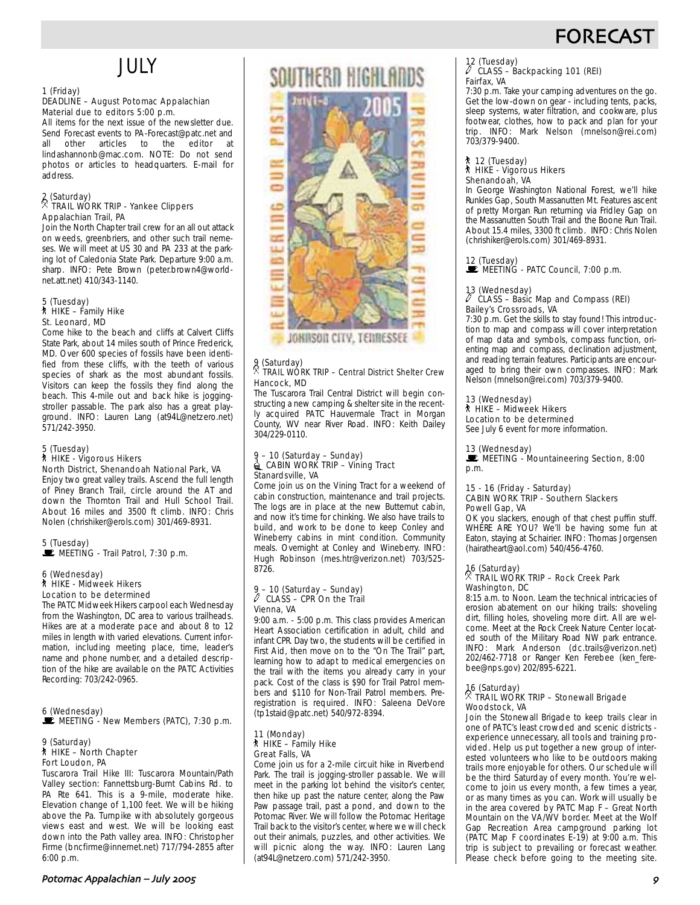# FORECAST

## JULY

**1 (Friday)**
DEADLINE – August Potomac Appalachian Material due to editors 5:00 p.m.
All items for the next issue of the newsletter due. Send Forecast events to PA-Forecast@patc.net and all other articles to the editor at lindashannonb@mac.com. NOTE: Do not send photos or articles to headquarters. E-mail for address.

**2 (Saturday)**
TRAIL WORK TRIP - Yankee Clippers
Appalachian Trail, PA
Join the North Chapter trail crew for an all out attack on weeds, greenbriers, and other such trail nemeses. We will meet at US 30 and PA 233 at the parking lot of Caledonia State Park. Departure 9:00 a.m. sharp. INFO: Pete Brown (peter.brown4@worldnet.att.net) 410/343-1140.

**5 (Tuesday)**
HIKE – Family Hike
St. Leonard, MD
Come hike to the beach and cliffs at Calvert Cliffs State Park, about 14 miles south of Prince Frederick, MD. Over 600 species of fossils have been identified from these cliffs, with the teeth of various species of shark as the most abundant fossils. Visitors can keep the fossils they find along the beach. This 4-mile out and back hike is jogging-stroller passable. The park also has a great playground. INFO: Lauren Lang (at94L@netzero.net) 571/242-3950.

**5 (Tuesday)**
HIKE - Vigorous Hikers
North District, Shenandoah National Park, VA
Enjoy two great valley trails. Ascend the full length of Piney Branch Trail, circle around the AT and down the Thornton Trail and Hull School Trail. About 16 miles and 3500 ft climb. INFO: Chris Nolen (chrishiker@erols.com) 301/469-8931.

**5 (Tuesday)**
MEETING - Trail Patrol, 7:30 p.m.

**6 (Wednesday)**
HIKE - Midweek Hikers
Location to be determined
The PATC Midweek Hikers carpool each Wednesday from the Washington, DC area to various trailheads. Hikes are at a moderate pace and about 8 to 12 miles in length with varied elevations. Current information, including meeting place, time, leader's name and phone number, and a detailed description of the hike are available on the PATC Activities Recording: 703/242-0965.

**6 (Wednesday)**
MEETING - New Members (PATC), 7:30 p.m.

**9 (Saturday)**
HIKE – North Chapter
Fort Loudon, PA
Tuscarora Trail Hike III: Tuscarora Mountain/Path Valley section: Fannettsburg-Burnt Cabins Rd. to PA Rte 641. This is a 9-mile, moderate hike. Elevation change of 1,100 feet. We will be hiking above the Pa. Turnpike with absolutely gorgeous views east and west. We will be looking east down into the Path valley area. INFO: Christopher Firme (bncfirme@innernet.net) 717/794-2855 after 6:00 p.m.

SOUTHERN HIGHLANDS — July 1–8 2005 — REMEMBERING OUR PAST · PRESERVING OUR FUTURE — JOHNSON CITY, TENNESSEE

**9 (Saturday)**
TRAIL WORK TRIP – Central District Shelter Crew
Hancock, MD
The Tuscarora Trail Central District will begin constructing a new camping & shelter site in the recently acquired PATC Hauvermale Tract in Morgan County, WV near River Road. INFO: Keith Dailey 304/229-0110.

**9 – 10 (Saturday – Sunday)**
CABIN WORK TRIP – Vining Tract
Stanardsville, VA
Come join us on the Vining Tract for a weekend of cabin construction, maintenance and trail projects. The logs are in place at the new Butternut cabin, and now it's time for chinking. We also have trails to build, and work to be done to keep Conley and Wineberry cabins in mint condition. Community meals. Overnight at Conley and Wineberry. INFO: Hugh Robinson (mes.htr@verizon.net) 703/525-8726.

**9 – 10 (Saturday – Sunday)**
CLASS – CPR On the Trail
Vienna, VA
9:00 a.m. - 5:00 p.m. This class provides American Heart Association certification in adult, child and infant CPR. Day two, the students will be certified in First Aid, then move on to the "On The Trail" part, learning how to adapt to medical emergencies on the trail with the items you already carry in your pack. Cost of the class is $90 for Trail Patrol members and $110 for Non-Trail Patrol members. Preregistration is required. INFO: Saleena DeVore (tp1staid@patc.net) 540/972-8394.

**11 (Monday)**
HIKE – Family Hike
Great Falls, VA
Come join us for a 2-mile circuit hike in Riverbend Park. The trail is jogging-stroller passable. We will meet in the parking lot behind the visitor's center, then hike up past the nature center, along the Paw Paw passage trail, past a pond, and down to the Potomac River. We will follow the Potomac Heritage Trail back to the visitor's center, where we will check out their animals, puzzles, and other activities. We will picnic along the way. INFO: Lauren Lang (at94L@netzero.com) 571/242-3950.

**12 (Tuesday)**
CLASS – Backpacking 101 (REI)
Fairfax, VA
7:30 p.m. Take your camping adventures on the go. Get the low-down on gear - including tents, packs, sleep systems, water filtration, and cookware, plus footwear, clothes, how to pack and plan for your trip. INFO: Mark Nelson (mnelson@rei.com) 703/379-9400.

**12 (Tuesday)**
HIKE - Vigorous Hikers
Shenandoah, VA
In George Washington National Forest, we'll hike Runkles Gap, South Massanutten Mt. Features ascent of pretty Morgan Run returning via Fridley Gap on the Massanutten South Trail and the Boone Run Trail. About 15.4 miles, 3300 ft climb. INFO: Chris Nolen (chrishiker@erols.com) 301/469-8931.

**12 (Tuesday)**
MEETING - PATC Council, 7:00 p.m.

**13 (Wednesday)**
CLASS – Basic Map and Compass (REI)
Bailey's Crossroads, VA
7:30 p.m. Get the skills to stay found! This introduction to map and compass will cover interpretation of map data and symbols, compass function, orienting map and compass, declination adjustment, and reading terrain features. Participants are encouraged to bring their own compasses. INFO: Mark Nelson (mnelson@rei.com) 703/379-9400.

**13 (Wednesday)**
HIKE – Midweek Hikers
Location to be determined
See July 6 event for more information.

**13 (Wednesday)**
MEETING - Mountaineering Section, 8:00 p.m.

**15 - 16 (Friday - Saturday)**
CABIN WORK TRIP - Southern Slackers
Powell Gap, VA
OK you slackers, enough of that chest puffin stuff. WHERE ARE YOU? We'll be having some fun at Eaton, staying at Schairier. INFO: Thomas Jorgensen (hairatheart@aol.com) 540/456-4760.

**16 (Saturday)**
TRAIL WORK TRIP – Rock Creek Park
Washington, DC
8:15 a.m. to Noon. Learn the technical intricacies of erosion abatement on our hiking trails: shoveling dirt, filling holes, shoveling more dirt. All are welcome. Meet at the Rock Creek Nature Center located south of the Military Road NW park entrance. INFO: Mark Anderson (dc.trails@verizon.net) 202/462-7718 or Ranger Ken Ferebee (ken_ferebee@nps.gov) 202/895-6221.

**16 (Saturday)**
TRAIL WORK TRIP – Stonewall Brigade
Woodstock, VA
Join the Stonewall Brigade to keep trails clear in one of PATC's least crowded and scenic districts - experience unnecessary, all tools and training provided. Help us put together a new group of interested volunteers who like to be outdoors making trails more enjoyable for others. Our schedule will be the third Saturday of every month. You're welcome to join us every month, a few times a year, or as many times as you can. Work will usually be in the area covered by PATC Map F – Great North Mountain on the VA/WV border. Meet at the Wolf Gap Recreation Area campground parking lot (PATC Map F coordinates E-19) at 9:00 a.m. This trip is subject to prevailing or forecast weather. Please check before going to the meeting site.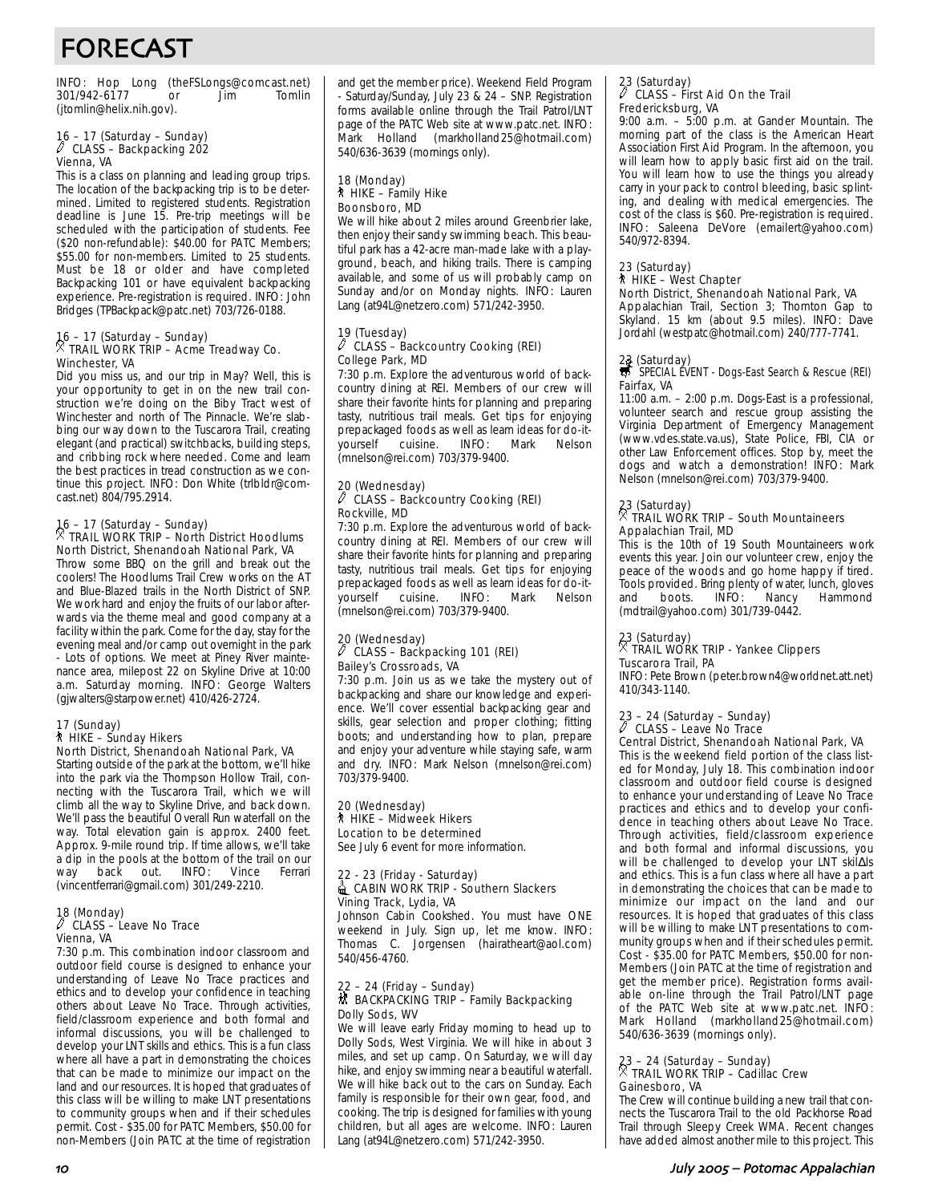# FORECAST

INFO: Hop Long (theFSLongs@comcast.net) 301/942-6177 or Jim Tomlin (jtomlin@helix.nih.gov).

16 – 17 (Saturday – Sunday)
CLASS – Backpacking 202
Vienna, VA
This is a class on planning and leading group trips. The location of the backpacking trip is to be determined. Limited to registered students. Registration deadline is June 15. Pre-trip meetings will be scheduled with the participation of students. Fee ($20 non-refundable): $40.00 for PATC Members; $55.00 for non-members. Limited to 25 students. Must be 18 or older and have completed Backpacking 101 or have equivalent backpacking experience. Pre-registration is required. INFO: John Bridges (TPBackpack@patc.net) 703/726-0188.

16 – 17 (Saturday – Sunday)
TRAIL WORK TRIP – Acme Treadway Co.
Winchester, VA
Did you miss us, and our trip in May? Well, this is your opportunity to get in on the new trail construction we're doing on the Biby Tract west of Winchester and north of The Pinnacle. We're slabbing our way down to the Tuscarora Trail, creating elegant (and practical) switchbacks, building steps, and cribbing rock where needed. Come and learn the best practices in tread construction as we continue this project. INFO: Don White (trlbldr@comcast.net) 804/795.2914.

16 – 17 (Saturday – Sunday)
TRAIL WORK TRIP – North District Hoodlums
North District, Shenandoah National Park, VA
Throw some BBQ on the grill and break out the coolers! The Hoodlums Trail Crew works on the AT and Blue-Blazed trails in the North District of SNP. We work hard and enjoy the fruits of our labor afterwards via the theme meal and good company at a facility within the park. Come for the day, stay for the evening meal and/or camp out overnight in the park - Lots of options. We meet at Piney River maintenance area, milepost 22 on Skyline Drive at 10:00 a.m. Saturday morning. INFO: George Walters (gjwalters@starpower.net) 410/426-2724.

17 (Sunday)
HIKE – Sunday Hikers
North District, Shenandoah National Park, VA
Starting outside of the park at the bottom, we'll hike into the park via the Thompson Hollow Trail, connecting with the Tuscarora Trail, which we will climb all the way to Skyline Drive, and back down. We'll pass the beautiful Overall Run waterfall on the way. Total elevation gain is approx. 2400 feet. Approx. 9-mile round trip. If time allows, we'll take a dip in the pools at the bottom of the trail on our way back out. INFO: Vince Ferrari (vincentferrari@gmail.com) 301/249-2210.

18 (Monday)
CLASS – Leave No Trace
Vienna, VA
7:30 p.m. This combination indoor classroom and outdoor field course is designed to enhance your understanding of Leave No Trace practices and ethics and to develop your confidence in teaching others about Leave No Trace. Through activities, field/classroom experience and both formal and informal discussions, you will be challenged to develop your LNT skills and ethics. This is a fun class where all have a part in demonstrating the choices that can be made to minimize our impact on the land and our resources. It is hoped that graduates of this class will be willing to make LNT presentations to community groups when and if their schedules permit. Cost - $35.00 for PATC Members, $50.00 for non-Members (Join PATC at the time of registration and get the member price). Weekend Field Program - Saturday/Sunday, July 23 & 24 – SNP. Registration forms available online through the Trail Patrol/LNT page of the PATC Web site at www.patc.net. INFO: Mark Holland (markholland25@hotmail.com) 540/636-3639 (mornings only).

18 (Monday)
HIKE – Family Hike
Boonsboro, MD
We will hike about 2 miles around Greenbrier lake, then enjoy their sandy swimming beach. This beautiful park has a 42-acre man-made lake with a playground, beach, and hiking trails. There is camping available, and some of us will probably camp on Sunday and/or on Monday nights. INFO: Lauren Lang (at94L@netzero.com) 571/242-3950.

19 (Tuesday)
CLASS – Backcountry Cooking (REI)
College Park, MD
7:30 p.m. Explore the adventurous world of backcountry dining at REI. Members of our crew will share their favorite hints for planning and preparing tasty, nutritious trail meals. Get tips for enjoying prepackaged foods as well as learn ideas for do-it-yourself cuisine. INFO: Mark Nelson (mnelson@rei.com) 703/379-9400.

20 (Wednesday)
CLASS – Backcountry Cooking (REI)
Rockville, MD
7:30 p.m. Explore the adventurous world of backcountry dining at REI. Members of our crew will share their favorite hints for planning and preparing tasty, nutritious trail meals. Get tips for enjoying prepackaged foods as well as learn ideas for do-it-yourself cuisine. INFO: Mark Nelson (mnelson@rei.com) 703/379-9400.

20 (Wednesday)
CLASS – Backpacking 101 (REI)
Bailey's Crossroads, VA
7:30 p.m. Join us as we take the mystery out of backpacking and share our knowledge and experience. We'll cover essential backpacking gear and skills, gear selection and proper clothing; fitting boots; and understanding how to plan, prepare and enjoy your adventure while staying safe, warm and dry. INFO: Mark Nelson (mnelson@rei.com) 703/379-9400.

20 (Wednesday)
HIKE – Midweek Hikers
Location to be determined
See July 6 event for more information.

22 - 23 (Friday - Saturday)
CABIN WORK TRIP - Southern Slackers
Vining Track, Lydia, VA
Johnson Cabin Cookshed. You must have ONE weekend in July. Sign up, let me know. INFO: Thomas C. Jorgensen (hairatheart@aol.com) 540/456-4760.

22 – 24 (Friday – Sunday)
BACKPACKING TRIP – Family Backpacking
Dolly Sods, WV
We will leave early Friday morning to head up to Dolly Sods, West Virginia. We will hike in about 3 miles, and set up camp. On Saturday, we will day hike, and enjoy swimming near a beautiful waterfall. We will hike back out to the cars on Sunday. Each family is responsible for their own gear, food, and cooking. The trip is designed for families with young children, but all ages are welcome. INFO: Lauren Lang (at94L@netzero.com) 571/242-3950.

23 (Saturday)
CLASS – First Aid On the Trail
Fredericksburg, VA
9:00 a.m. – 5:00 p.m. at Gander Mountain. The morning part of the class is the American Heart Association First Aid Program. In the afternoon, you will learn how to apply basic first aid on the trail. You will learn how to use the things you already carry in your pack to control bleeding, basic splinting, and dealing with medical emergencies. The cost of the class is $60. Pre-registration is required. INFO: Saleena DeVore (emailert@yahoo.com) 540/972-8394.

23 (Saturday)
HIKE – West Chapter
North District, Shenandoah National Park, VA
Appalachian Trail, Section 3; Thornton Gap to Skyland. 15 km (about 9.5 miles). INFO: Dave Jordahl (westpatc@hotmail.com) 240/777-7741.

23 (Saturday)
SPECIAL EVENT - Dogs-East Search & Rescue (REI)
Fairfax, VA
11:00 a.m. – 2:00 p.m. Dogs-East is a professional, volunteer search and rescue group assisting the Virginia Department of Emergency Management (www.vdes.state.va.us), State Police, FBI, CIA or other Law Enforcement offices. Stop by, meet the dogs and watch a demonstration! INFO: Mark Nelson (mnelson@rei.com) 703/379-9400.

23 (Saturday)
TRAIL WORK TRIP – South Mountaineers
Appalachian Trail, MD
This is the 10th of 19 South Mountaineers work events this year. Join our volunteer crew, enjoy the peace of the woods and go home happy if tired. Tools provided. Bring plenty of water, lunch, gloves and boots. INFO: Nancy Hammond (mdtrail@yahoo.com) 301/739-0442.

23 (Saturday)
TRAIL WORK TRIP - Yankee Clippers
Tuscarora Trail, PA
INFO: Pete Brown (peter.brown4@worldnet.att.net) 410/343-1140.

23 – 24 (Saturday – Sunday)
CLASS – Leave No Trace
Central District, Shenandoah National Park, VA
This is the weekend field portion of the class listed for Monday, July 18. This combination indoor classroom and outdoor field course is designed to enhance your understanding of Leave No Trace practices and ethics and to develop your confidence in teaching others about Leave No Trace. Through activities, field/classroom experience and both formal and informal discussions, you will be challenged to develop your LNT skills and ethics. This is a fun class where all have a part in demonstrating the choices that can be made to minimize our impact on the land and our resources. It is hoped that graduates of this class will be willing to make LNT presentations to community groups when and if their schedules permit. Cost - $35.00 for PATC Members, $50.00 for non-Members (Join PATC at the time of registration and get the member price). Registration forms available on-line through the Trail Patrol/LNT page of the PATC Web site at www.patc.net. INFO: Mark Holland (markholland25@hotmail.com) 540/636-3639 (mornings only).

23 – 24 (Saturday – Sunday)
TRAIL WORK TRIP – Cadillac Crew
Gainesboro, VA
The Crew will continue building a new trail that connects the Tuscarora Trail to the old Packhorse Road Trail through Sleepy Creek WMA. Recent changes have added almost another mile to this project. This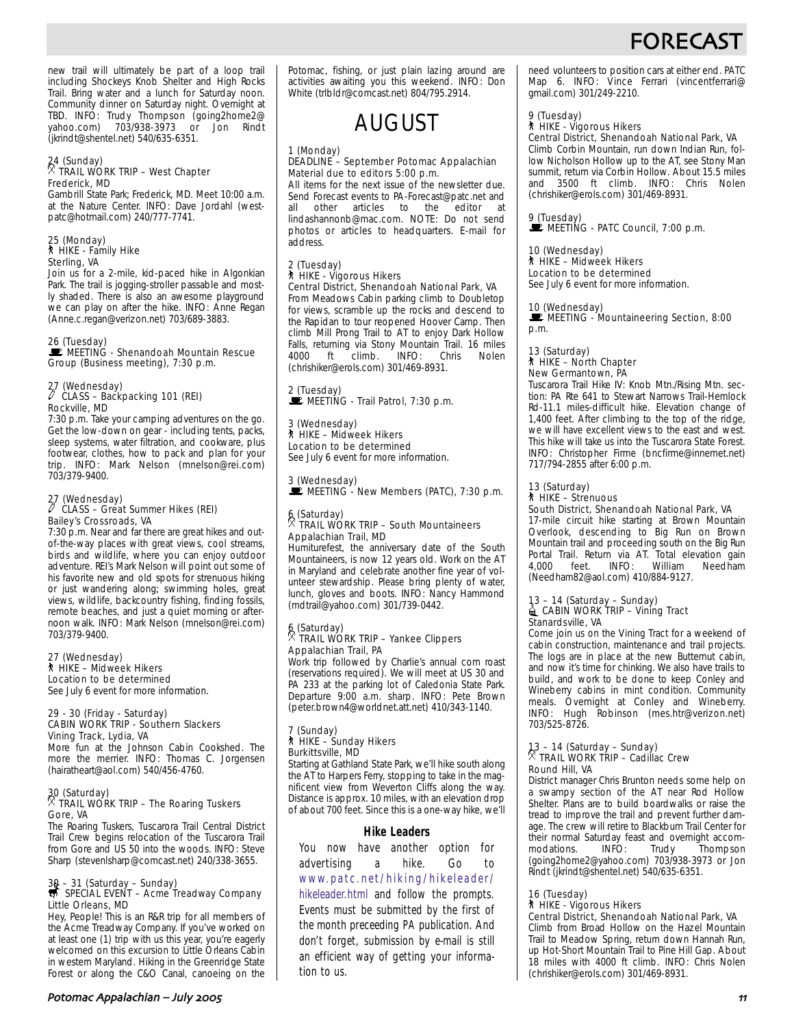new trail will ultimately be part of a loop trail including Shockeys Knob Shelter and High Rocks Trail. Bring water and a lunch for Saturday noon. Community dinner on Saturday night. Overnight at TBD. INFO: Trudy Thompson (going2home2@yahoo.com) 703/938-3973 or Jon Rindt (jkrindt@shentel.net) 540/635-6351.

24 (Sunday)
TRAIL WORK TRIP – West Chapter
Frederick, MD
Gambrill State Park; Frederick, MD. Meet 10:00 a.m. at the Nature Center. INFO: Dave Jordahl (westpatc@hotmail.com) 240/777-7741.

25 (Monday)
HIKE - Family Hike
Sterling, VA
Join us for a 2-mile, kid-paced hike in Algonkian Park. The trail is jogging-stroller passable and mostly shaded. There is also an awesome playground we can play on after the hike. INFO: Anne Regan (Anne.c.regan@verizon.net) 703/689-3883.

26 (Tuesday)
MEETING - Shenandoah Mountain Rescue Group (Business meeting), 7:30 p.m.

27 (Wednesday)
CLASS – Backpacking 101 (REI)
Rockville, MD
7:30 p.m. Take your camping adventures on the go. Get the low-down on gear - including tents, packs, sleep systems, water filtration, and cookware, plus footwear, clothes, how to pack and plan for your trip. INFO: Mark Nelson (mnelson@rei.com) 703/379-9400.

27 (Wednesday)
CLASS – Great Summer Hikes (REI)
Bailey's Crossroads, VA
7:30 p.m. Near and far there are great hikes and out-of-the-way places with great views, cool streams, birds and wildlife, where you can enjoy outdoor adventure. REI's Mark Nelson will point out some of his favorite new and old spots for strenuous hiking or just wandering along; swimming holes, great views, wildlife, backcountry fishing, finding fossils, remote beaches, and just a quiet morning or afternoon walk. INFO: Mark Nelson (mnelson@rei.com) 703/379-9400.

27 (Wednesday)
HIKE – Midweek Hikers
Location to be determined
See July 6 event for more information.

29 - 30 (Friday - Saturday)
CABIN WORK TRIP - Southern Slackers
Vining Track, Lydia, VA
More fun at the Johnson Cabin Cookshed. The more the merrier. INFO: Thomas C. Jorgensen (hairatheart@aol.com) 540/456-4760.

30 (Saturday)
TRAIL WORK TRIP – The Roaring Tuskers
Gore, VA
The Roaring Tuskers, Tuscarora Trail Central District Trail Crew begins relocation of the Tuscarora Trail from Gore and US 50 into the woods. INFO: Steve Sharp (stevenlsharp@comcast.net) 240/338-3655.

30 – 31 (Saturday – Sunday)
SPECIAL EVENT – Acme Treadway Company
Little Orleans, MD
Hey, People! This is an R&R trip for all members of the Acme Treadway Company. If you've worked on at least one (1) trip with us this year, you're eagerly welcomed on this excursion to Little Orleans Cabin in western Maryland. Hiking in the Greenridge State Forest or along the C&O Canal, canoeing on the Potomac, fishing, or just plain lazing around are activities awaiting you this weekend. INFO: Don White (trlbldr@comcast.net) 804/795.2914.

# AUGUST

1 (Monday)
DEADLINE – September Potomac Appalachian Material due to editors 5:00 p.m.
All items for the next issue of the newsletter due. Send Forecast events to PA-Forecast@patc.net and all other articles to the editor at lindashannonb@mac.com. NOTE: Do not send photos or articles to headquarters. E-mail for address.

2 (Tuesday)
HIKE - Vigorous Hikers
Central District, Shenandoah National Park, VA
From Meadows Cabin parking climb to Doubletop for views, scramble up the rocks and descend to the Rapidan to tour reopened Hoover Camp. Then climb Mill Prong Trail to AT to enjoy Dark Hollow Falls, returning via Stony Mountain Trail. 16 miles 4000 ft climb. INFO: Chris Nolen (chrishiker@erols.com) 301/469-8931.

2 (Tuesday)
MEETING - Trail Patrol, 7:30 p.m.

3 (Wednesday)
HIKE – Midweek Hikers
Location to be determined
See July 6 event for more information.

3 (Wednesday)
MEETING - New Members (PATC), 7:30 p.m.

6 (Saturday)
TRAIL WORK TRIP – South Mountaineers
Appalachian Trail, MD
Humiturefest, the anniversary date of the South Mountaineers, is now 12 years old. Work on the AT in Maryland and celebrate another fine year of volunteer stewardship. Please bring plenty of water, lunch, gloves and boots. INFO: Nancy Hammond (mdtrail@yahoo.com) 301/739-0442.

6 (Saturday)
TRAIL WORK TRIP – Yankee Clippers
Appalachian Trail, PA
Work trip followed by Charlie's annual corn roast (reservations required). We will meet at US 30 and PA 233 at the parking lot of Caledonia State Park. Departure 9:00 a.m. sharp. INFO: Pete Brown (peter.brown4@worldnet.att.net) 410/343-1140.

7 (Sunday)
HIKE – Sunday Hikers
Burkittsville, MD
Starting at Gathland State Park, we'll hike south along the AT to Harpers Ferry, stopping to take in the magnificent view from Weverton Cliffs along the way. Distance is approx. 10 miles, with an elevation drop of about 700 feet. Since this is a one-way hike, we'll need volunteers to position cars at either end. PATC Map 6. INFO: Vince Ferrari (vincentferrari@gmail.com) 301/249-2210.

**Hike Leaders**

You now have another option for advertising a hike. Go to www.patc.net/hiking/hikeleader/hikeleader.html and follow the prompts. Events must be submitted by the first of the month preceeding PA publication. And don't forget, submission by e-mail is still an efficient way of getting your information to us.

9 (Tuesday)
HIKE - Vigorous Hikers
Central District, Shenandoah National Park, VA
Climb Corbin Mountain, run down Indian Run, follow Nicholson Hollow up to the AT, see Stony Man summit, return via Corbin Hollow. About 15.5 miles and 3500 ft climb. INFO: Chris Nolen (chrishiker@erols.com) 301/469-8931.

9 (Tuesday)
MEETING - PATC Council, 7:00 p.m.

10 (Wednesday)
HIKE – Midweek Hikers
Location to be determined
See July 6 event for more information.

10 (Wednesday)
MEETING - Mountaineering Section, 8:00 p.m.

13 (Saturday)
HIKE – North Chapter
New Germantown, PA
Tuscarora Trail Hike IV: Knob Mtn./Rising Mtn. section: PA Rte 641 to Stewart Narrows Trail-Hemlock Rd-11.1 miles-difficult hike. Elevation change of 1,400 feet. After climbing to the top of the ridge, we will have excellent views to the east and west. This hike will take us into the Tuscarora State Forest. INFO: Christopher Firme (bncfirme@innernet.net) 717/794-2855 after 6:00 p.m.

13 (Saturday)
HIKE – Strenuous
South District, Shenandoah National Park, VA
17-mile circuit hike starting at Brown Mountain Overlook, descending to Big Run on Brown Mountain trail and proceeding south on the Big Run Portal Trail. Return via AT. Total elevation gain 4,000 feet. INFO: William Needham (Needham82@aol.com) 410/884-9127.

13 – 14 (Saturday – Sunday)
CABIN WORK TRIP – Vining Tract
Stanardsville, VA
Come join us on the Vining Tract for a weekend of cabin construction, maintenance and trail projects. The logs are in place at the new Butternut cabin, and now it's time for chinking. We also have trails to build, and work to be done to keep Conley and Wineberry cabins in mint condition. Community meals. Overnight at Conley and Wineberry. INFO: Hugh Robinson (mes.htr@verizon.net) 703/525-8726.

13 – 14 (Saturday – Sunday)
TRAIL WORK TRIP – Cadillac Crew
Round Hill, VA
District manager Chris Brunton needs some help on a swampy section of the AT near Rod Hollow Shelter. Plans are to build boardwalks or raise the tread to improve the trail and prevent further damage. The crew will retire to Blackburn Trail Center for their normal Saturday feast and overnight accommodations. INFO: Trudy Thompson (going2home2@yahoo.com) 703/938-3973 or Jon Rindt (jkrindt@shentel.net) 540/635-6351.

16 (Tuesday)
HIKE - Vigorous Hikers
Central District, Shenandoah National Park, VA
Climb from Broad Hollow on the Hazel Mountain Trail to Meadow Spring, return down Hannah Run, up Hot-Short Mountain Trail to Pine Hill Gap. About 18 miles with 4000 ft climb. INFO: Chris Nolen (chrishiker@erols.com) 301/469-8931.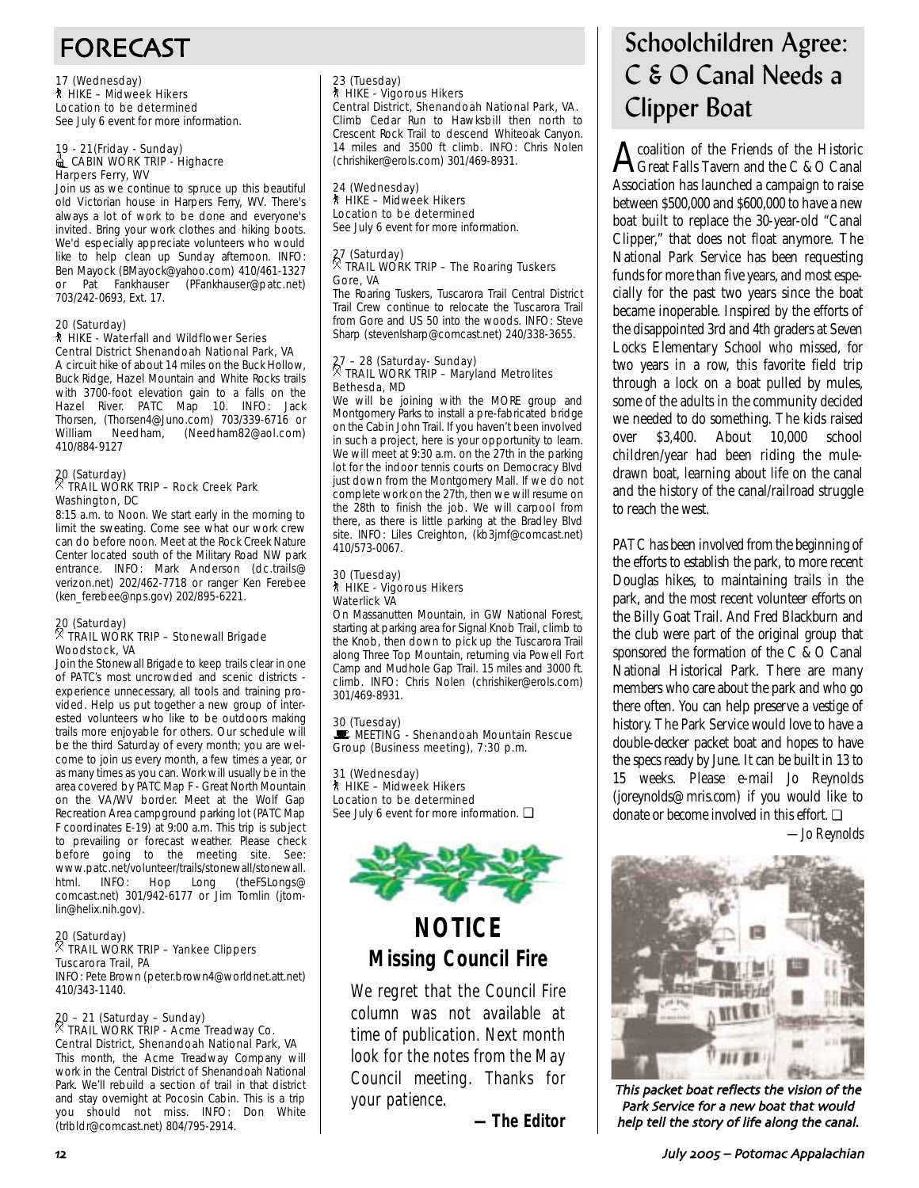# FORECAST

17 (Wednesday)
HIKE – Midweek Hikers
Location to be determined
See July 6 event for more information.

19 - 21(Friday - Sunday)
CABIN WORK TRIP - Highacre
Harpers Ferry, WV
Join us as we continue to spruce up this beautiful old Victorian house in Harpers Ferry, WV. There's always a lot of work to be done and everyone's invited. Bring your work clothes and hiking boots. We'd especially appreciate volunteers who would like to help clean up Sunday afternoon. INFO: Ben Mayock (BMayock@yahoo.com) 410/461-1327 or Pat Fankhauser (PFankhauser@patc.net) 703/242-0693, Ext. 17.

20 (Saturday)
HIKE - Waterfall and Wildflower Series
Central District Shenandoah National Park, VA
A circuit hike of about 14 miles on the Buck Hollow, Buck Ridge, Hazel Mountain and White Rocks trails with 3700-foot elevation gain to a falls on the Hazel River. PATC Map 10. INFO: Jack Thorsen, (Thorsen4@Juno.com) 703/339-6716 or William Needham, (Needham82@aol.com) 410/884-9127

20 (Saturday)
TRAIL WORK TRIP – Rock Creek Park
Washington, DC
8:15 a.m. to Noon. We start early in the morning to limit the sweating. Come see what our work crew can do before noon. Meet at the Rock Creek Nature Center located south of the Military Road NW park entrance. INFO: Mark Anderson (dc.trails@verizon.net) 202/462-7718 or ranger Ken Ferebee (ken_ferebee@nps.gov) 202/895-6221.

20 (Saturday)
TRAIL WORK TRIP – Stonewall Brigade
Woodstock, VA
Join the Stonewall Brigade to keep trails clear in one of PATC's most uncrowded and scenic districts - experience unnecessary, all tools and training provided. Help us put together a new group of interested volunteers who like to be outdoors making trails more enjoyable for others. Our schedule will be the third Saturday of every month; you are welcome to join us every month, a few times a year, or as many times as you can. Work will usually be in the area covered by PATC Map F - Great North Mountain on the VA/WV border. Meet at the Wolf Gap Recreation Area campground parking lot (PATC Map F coordinates E-19) at 9:00 a.m. This trip is subject to prevailing or forecast weather. Please check before going to the meeting site. See: www.patc.net/volunteer/trails/stonewall/stonewall.html. INFO: Hop Long (theFSLongs@comcast.net) 301/942-6177 or Jim Tomlin (jtomlin@helix.nih.gov).

20 (Saturday)
TRAIL WORK TRIP – Yankee Clippers
Tuscarora Trail, PA
INFO: Pete Brown (peter.brown4@worldnet.att.net) 410/343-1140.

20 – 21 (Saturday – Sunday)
TRAIL WORK TRIP - Acme Treadway Co.
Central District, Shenandoah National Park, VA
This month, the Acme Treadway Company will work in the Central District of Shenandoah National Park. We'll rebuild a section of trail in that district and stay overnight at Pocosin Cabin. This is a trip you should not miss. INFO: Don White (trlbldr@comcast.net) 804/795-2914.

23 (Tuesday)
HIKE - Vigorous Hikers
Central District, Shenandoah National Park, VA.
Climb Cedar Run to Hawksbill then north to Crescent Rock Trail to descend Whiteoak Canyon. 14 miles and 3500 ft climb. INFO: Chris Nolen (chrishiker@erols.com) 301/469-8931.

24 (Wednesday)
HIKE – Midweek Hikers
Location to be determined
See July 6 event for more information.

27 (Saturday)
TRAIL WORK TRIP – The Roaring Tuskers
Gore, VA
The Roaring Tuskers, Tuscarora Trail Central District Trail Crew continue to relocate the Tuscarora Trail from Gore and US 50 into the woods. INFO: Steve Sharp (stevenlsharp@comcast.net) 240/338-3655.

27 – 28 (Saturday- Sunday)
TRAIL WORK TRIP – Maryland Metrolites
Bethesda, MD
We will be joining with the MORE group and Montgomery Parks to install a pre-fabricated bridge on the Cabin John Trail. If you haven't been involved in such a project, here is your opportunity to learn. We will meet at 9:30 a.m. on the 27th in the parking lot for the indoor tennis courts on Democracy Blvd just down from the Montgomery Mall. If we do not complete work on the 27th, then we will resume on the 28th to finish the job. We will carpool from there, as there is little parking at the Bradley Blvd site. INFO: Liles Creighton, (kb3jmf@comcast.net) 410/573-0067.

30 (Tuesday)
HIKE - Vigorous Hikers
Waterlick VA
On Massanutten Mountain, in GW National Forest, starting at parking area for Signal Knob Trail, climb to the Knob, then down to pick up the Tuscarora Trail along Three Top Mountain, returning via Powell Fort Camp and Mudhole Gap Trail. 15 miles and 3000 ft. climb. INFO: Chris Nolen (chrishiker@erols.com) 301/469-8931.

30 (Tuesday)
MEETING - Shenandoah Mountain Rescue Group (Business meeting), 7:30 p.m.

31 (Wednesday)
HIKE – Midweek Hikers
Location to be determined
See July 6 event for more information. ❑

## NOTICE
### Missing Council Fire

We regret that the Council Fire column was not available at time of publication. Next month look for the notes from the May Council meeting. Thanks for your patience.

**— The Editor**

# Schoolchildren Agree: C & O Canal Needs a Clipper Boat

A coalition of the Friends of the Historic Great Falls Tavern and the C & O Canal Association has launched a campaign to raise between $500,000 and $600,000 to have a new boat built to replace the 30-year-old "Canal Clipper," that does not float anymore. The National Park Service has been requesting funds for more than five years, and most especially for the past two years since the boat became inoperable. Inspired by the efforts of the disappointed 3rd and 4th graders at Seven Locks Elementary School who missed, for two years in a row, this favorite field trip through a lock on a boat pulled by mules, some of the adults in the community decided we needed to do something. The kids raised over $3,400. About 10,000 school children/year had been riding the mule-drawn boat, learning about life on the canal and the history of the canal/railroad struggle to reach the west.

PATC has been involved from the beginning of the efforts to establish the park, to more recent Douglas hikes, to maintaining trails in the park, and the most recent volunteer efforts on the Billy Goat Trail. And Fred Blackburn and the club were part of the original group that sponsored the formation of the C & O Canal National Historical Park. There are many members who care about the park and who go there often. You can help preserve a vestige of history. The Park Service would love to have a double-decker packet boat and hopes to have the specs ready by June. It can be built in 13 to 15 weeks. Please e-mail Jo Reynolds (joreynolds@mris.com) if you would like to donate or become involved in this effort. ❑

*—Jo Reynolds*

*This packet boat reflects the vision of the Park Service for a new boat that would help tell the story of life along the canal.*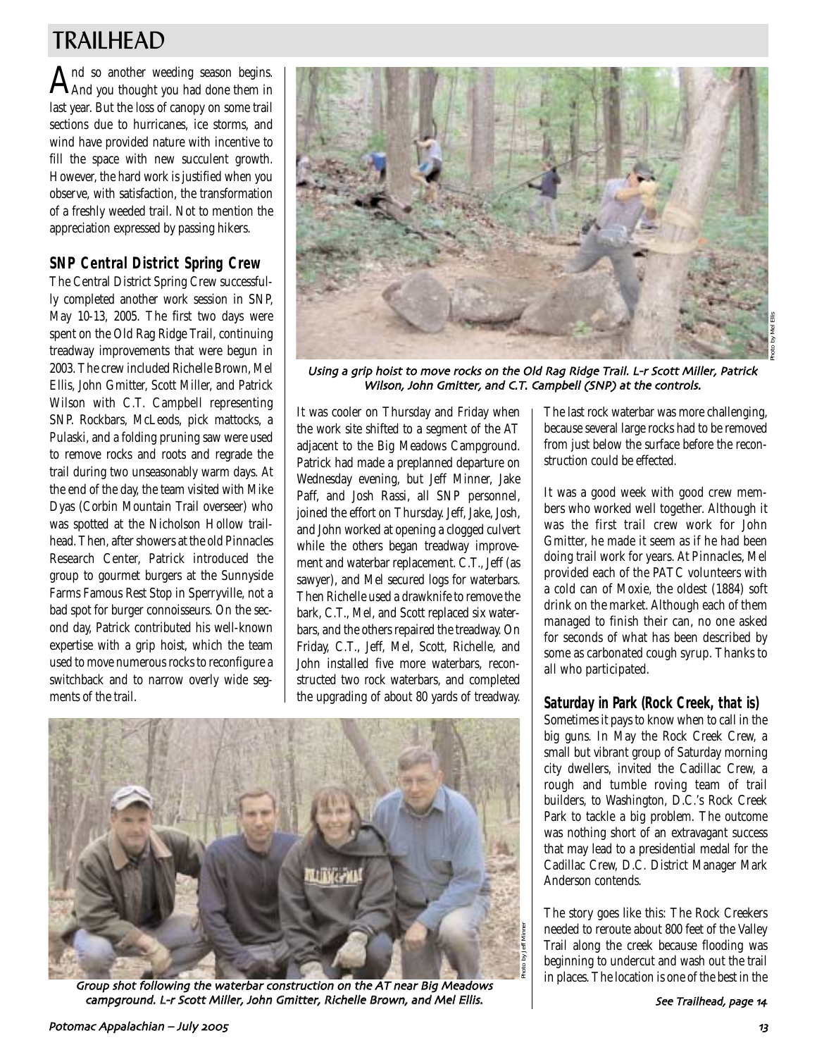# TRAILHEAD

And so another weeding season begins. And you thought you had done them in last year. But the loss of canopy on some trail sections due to hurricanes, ice storms, and wind have provided nature with incentive to fill the space with new succulent growth. However, the hard work is justified when you observe, with satisfaction, the transformation of a freshly weeded trail. Not to mention the appreciation expressed by passing hikers.

## SNP Central District Spring Crew

The Central District Spring Crew successfully completed another work session in SNP, May 10-13, 2005. The first two days were spent on the Old Rag Ridge Trail, continuing treadway improvements that were begun in 2003. The crew included Richelle Brown, Mel Ellis, John Gmitter, Scott Miller, and Patrick Wilson with C.T. Campbell representing SNP. Rockbars, McLeods, pick mattocks, a Pulaski, and a folding pruning saw were used to remove rocks and roots and regrade the trail during two unseasonably warm days. At the end of the day, the team visited with Mike Dyas (Corbin Mountain Trail overseer) who was spotted at the Nicholson Hollow trailhead. Then, after showers at the old Pinnacles Research Center, Patrick introduced the group to gourmet burgers at the Sunnyside Farms Famous Rest Stop in Sperryville, not a bad spot for burger connoisseurs. On the second day, Patrick contributed his well-known expertise with a grip hoist, which the team used to move numerous rocks to reconfigure a switchback and to narrow overly wide segments of the trail.

*Using a grip hoist to move rocks on the Old Rag Ridge Trail. L-r Scott Miller, Patrick Wilson, John Gmitter, and C.T. Campbell (SNP) at the controls.*

Photo by Mel Ellis

It was cooler on Thursday and Friday when the work site shifted to a segment of the AT adjacent to the Big Meadows Campground. Patrick had made a preplanned departure on Wednesday evening, but Jeff Minner, Jake Paff, and Josh Rassi, all SNP personnel, joined the effort on Thursday. Jeff, Jake, Josh, and John worked at opening a clogged culvert while the others began treadway improvement and waterbar replacement. C.T., Jeff (as sawyer), and Mel secured logs for waterbars. Then Richelle used a drawknife to remove the bark, C.T., Mel, and Scott replaced six waterbars, and the others repaired the treadway. On Friday, C.T., Jeff, Mel, Scott, Richelle, and John installed five more waterbars, reconstructed two rock waterbars, and completed the upgrading of about 80 yards of treadway.

The last rock waterbar was more challenging, because several large rocks had to be removed from just below the surface before the reconstruction could be effected.

It was a good week with good crew members who worked well together. Although it was the first trail crew work for John Gmitter, he made it seem as if he had been doing trail work for years. At Pinnacles, Mel provided each of the PATC volunteers with a cold can of Moxie, the oldest (1884) soft drink on the market. Although each of them managed to finish their can, no one asked for seconds of what has been described by some as carbonated cough syrup. Thanks to all who participated.

*Group shot following the waterbar construction on the AT near Big Meadows campground. L-r Scott Miller, John Gmitter, Richelle Brown, and Mel Ellis.*

Photo by Jeff Minner

## Saturday in Park (Rock Creek, that is)

Sometimes it pays to know when to call in the big guns. In May the Rock Creek Crew, a small but vibrant group of Saturday morning city dwellers, invited the Cadillac Crew, a rough and tumble roving team of trail builders, to Washington, D.C.'s Rock Creek Park to tackle a big problem. The outcome was nothing short of an extravagant success that may lead to a presidential medal for the Cadillac Crew, D.C. District Manager Mark Anderson contends.

The story goes like this: The Rock Creekers needed to reroute about 800 feet of the Valley Trail along the creek because flooding was beginning to undercut and wash out the trail in places. The location is one of the best in the

*See Trailhead, page 14*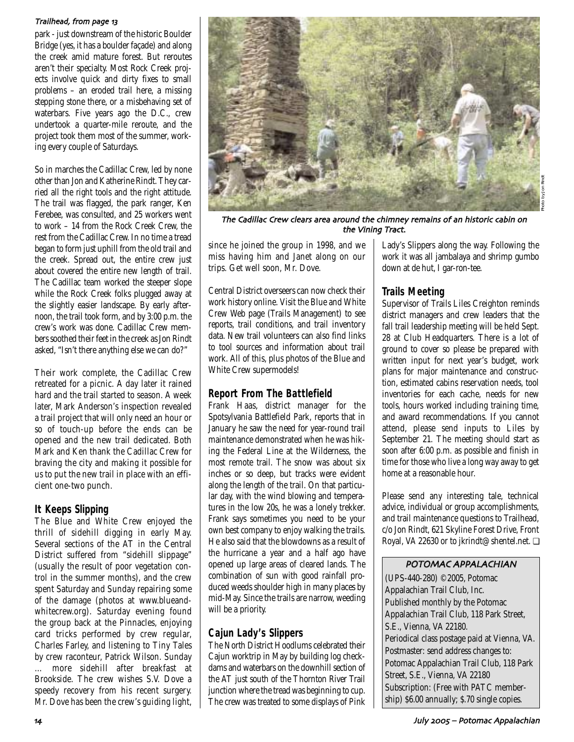*Trailhead, from page 13*

park - just downstream of the historic Boulder Bridge (yes, it has a boulder façade) and along the creek amid mature forest. But reroutes aren't their specialty. Most Rock Creek projects involve quick and dirty fixes to small problems – an eroded trail here, a missing stepping stone there, or a misbehaving set of waterbars. Five years ago the D.C., crew undertook a quarter-mile reroute, and the project took them most of the summer, working every couple of Saturdays.

So in marches the Cadillac Crew, led by none other than Jon and Katherine Rindt. They carried all the right tools and the right attitude. The trail was flagged, the park ranger, Ken Ferebee, was consulted, and 25 workers went to work – 14 from the Rock Creek Crew, the rest from the Cadillac Crew. In no time a tread began to form just uphill from the old trail and the creek. Spread out, the entire crew just about covered the entire new length of trail. The Cadillac team worked the steeper slope while the Rock Creek folks plugged away at the slightly easier landscape. By early afternoon, the trail took form, and by 3:00 p.m. the crew's work was done. Cadillac Crew members soothed their feet in the creek as Jon Rindt asked, "Isn't there anything else we can do?"

Their work complete, the Cadillac Crew retreated for a picnic. A day later it rained hard and the trail started to season. A week later, Mark Anderson's inspection revealed a trail project that will only need an hour or so of touch-up before the ends can be opened and the new trail dedicated. Both Mark and Ken thank the Cadillac Crew for braving the city and making it possible for us to put the new trail in place with an efficient one-two punch.

## It Keeps Slipping

The Blue and White Crew enjoyed the thrill of sidehill digging in early May. Several sections of the AT in the Central District suffered from "sidehill slippage" (usually the result of poor vegetation control in the summer months), and the crew spent Saturday and Sunday repairing some of the damage (photos at www.blueandwhitecrew.org). Saturday evening found the group back at the Pinnacles, enjoying card tricks performed by crew regular, Charles Farley, and listening to Tiny Tales by crew raconteur, Patrick Wilson. Sunday … more sidehill after breakfast at Brookside. The crew wishes S.V. Dove a speedy recovery from his recent surgery. Mr. Dove has been the crew's guiding light, since he joined the group in 1998, and we miss having him and Janet along on our trips. Get well soon, Mr. Dove.

*The Cadillac Crew clears area around the chimney remains of an historic cabin on the Vining Tract.*

Photo by Jon Rindt

Central District overseers can now check their work history online. Visit the Blue and White Crew Web page (Trails Management) to see reports, trail conditions, and trail inventory data. New trail volunteers can also find links to tool sources and information about trail work. All of this, plus photos of the Blue and White Crew supermodels!

## Report From The Battlefield

Frank Haas, district manager for the Spotsylvania Battlefield Park, reports that in January he saw the need for year-round trail maintenance demonstrated when he was hiking the Federal Line at the Wilderness, the most remote trail. The snow was about six inches or so deep, but tracks were evident along the length of the trail. On that particular day, with the wind blowing and temperatures in the low 20s, he was a lonely trekker. Frank says sometimes you need to be your own best company to enjoy walking the trails. He also said that the blowdowns as a result of the hurricane a year and a half ago have opened up large areas of cleared lands. The combination of sun with good rainfall produced weeds shoulder high in many places by mid-May. Since the trails are narrow, weeding will be a priority.

## Cajun Lady's Slippers

The North District Hoodlums celebrated their Cajun worktrip in May by building log checkdams and waterbars on the downhill section of the AT just south of the Thornton River Trail junction where the tread was beginning to cup. The crew was treated to some displays of Pink Lady's Slippers along the way. Following the work it was all jambalaya and shrimp gumbo down at de hut, I gar-ron-tee.

## Trails Meeting

Supervisor of Trails Liles Creighton reminds district managers and crew leaders that the fall trail leadership meeting will be held Sept. 28 at Club Headquarters. There is a lot of ground to cover so please be prepared with written input for next year's budget, work plans for major maintenance and construction, estimated cabins reservation needs, tool inventories for each cache, needs for new tools, hours worked including training time, and award recommendations. If you cannot attend, please send inputs to Liles by September 21. The meeting should start as soon after 6:00 p.m. as possible and finish in time for those who live a long way away to get home at a reasonable hour.

Please send any interesting tale, technical advice, individual or group accomplishments, and trail maintenance questions to Trailhead, c/o Jon Rindt, 621 Skyline Forest Drive, Front Royal, VA 22630 or to jkrindt@shentel.net. ❑

**POTOMAC APPALACHIAN**

(UPS-440-280) ©2005, Potomac Appalachian Trail Club, Inc.
Published monthly by the Potomac Appalachian Trail Club, 118 Park Street, S.E., Vienna, VA 22180.
Periodical class postage paid at Vienna, VA.
Postmaster: send address changes to: Potomac Appalachian Trail Club, 118 Park Street, S.E., Vienna, VA 22180
Subscription: (Free with PATC membership) $6.00 annually; $.70 single copies.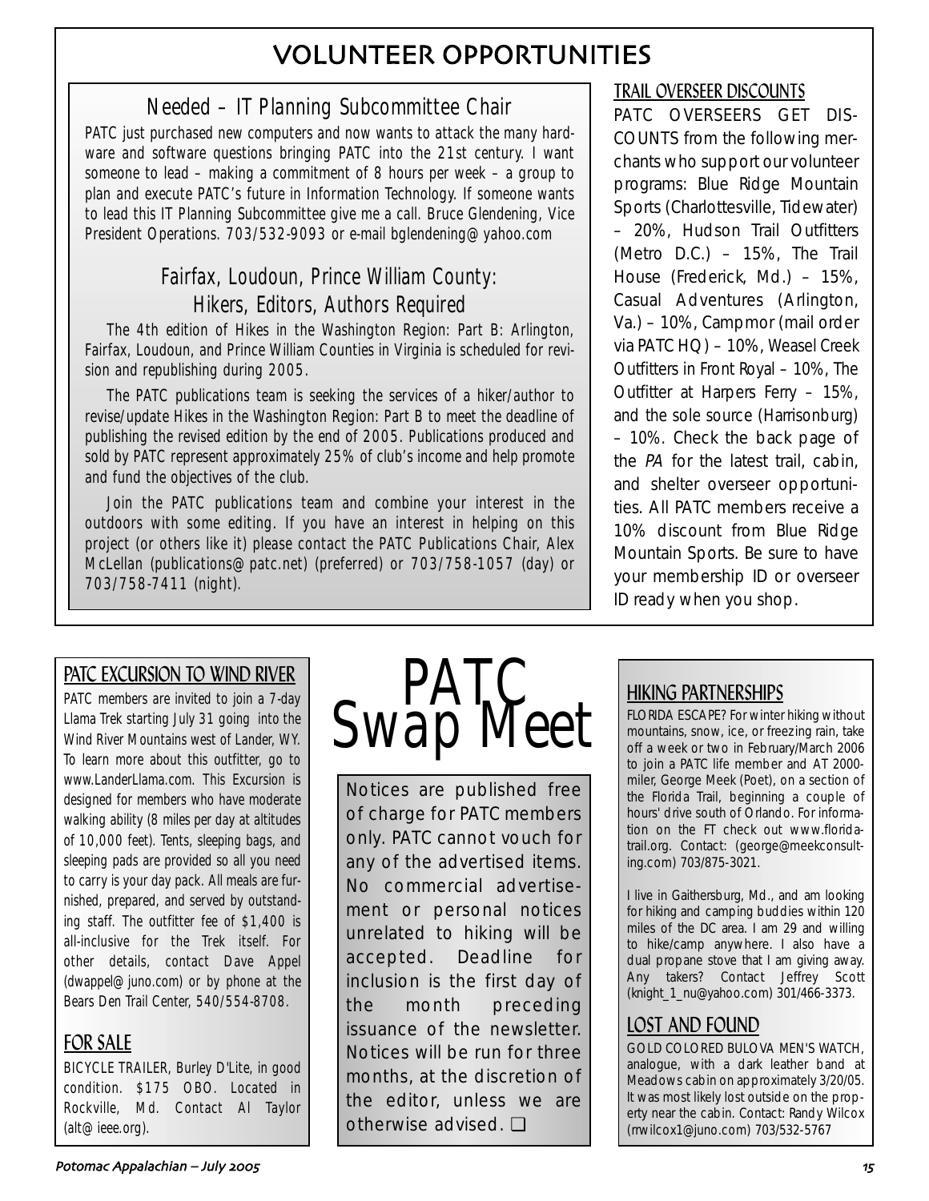# VOLUNTEER OPPORTUNITIES

## Needed – IT Planning Subcommittee Chair

PATC just purchased new computers and now wants to attack the many hardware and software questions bringing PATC into the 21st century. I want someone to lead – making a commitment of 8 hours per week – a group to plan and execute PATC's future in Information Technology. If someone wants to lead this IT Planning Subcommittee give me a call. Bruce Glendening, Vice President Operations. 703/532-9093 or e-mail bglendening@yahoo.com

## Fairfax, Loudoun, Prince William County: Hikers, Editors, Authors Required

The 4th edition of Hikes in the Washington Region: Part B: Arlington, Fairfax, Loudoun, and Prince William Counties in Virginia is scheduled for revision and republishing during 2005.

The PATC publications team is seeking the services of a hiker/author to revise/update Hikes in the Washington Region: Part B to meet the deadline of publishing the revised edition by the end of 2005. Publications produced and sold by PATC represent approximately 25% of club's income and help promote and fund the objectives of the club.

Join the PATC publications team and combine your interest in the outdoors with some editing. If you have an interest in helping on this project (or others like it) please contact the PATC Publications Chair, Alex McLellan (publications@patc.net) (preferred) or 703/758-1057 (day) or 703/758-7411 (night).

## TRAIL OVERSEER DISCOUNTS

PATC OVERSEERS GET DISCOUNTS from the following merchants who support our volunteer programs: Blue Ridge Mountain Sports (Charlottesville, Tidewater) – 20%, Hudson Trail Outfitters (Metro D.C.) – 15%, The Trail House (Frederick, Md.) – 15%, Casual Adventures (Arlington, Va.) – 10%, Campmor (mail order via PATC HQ) – 10%, Weasel Creek Outfitters in Front Royal – 10%, The Outfitter at Harpers Ferry – 15%, and the sole source (Harrisonburg) – 10%. Check the back page of the *PA* for the latest trail, cabin, and shelter overseer opportunities. All PATC members receive a 10% discount from Blue Ridge Mountain Sports. Be sure to have your membership ID or overseer ID ready when you shop.

# PATC Swap Meet

Notices are published free of charge for PATC members only. PATC cannot vouch for any of the advertised items. No commercial advertisement or personal notices unrelated to hiking will be accepted. Deadline for inclusion is the first day of the month preceding issuance of the newsletter. Notices will be run for three months, at the discretion of the editor, unless we are otherwise advised. ❑

## PATC EXCURSION TO WIND RIVER

PATC members are invited to join a 7-day Llama Trek starting July 31 going into the Wind River Mountains west of Lander, WY. To learn more about this outfitter, go to www.LanderLlama.com. This Excursion is designed for members who have moderate walking ability (8 miles per day at altitudes of 10,000 feet). Tents, sleeping bags, and sleeping pads are provided so all you need to carry is your day pack. All meals are furnished, prepared, and served by outstanding staff. The outfitter fee of $1,400 is all-inclusive for the Trek itself. For other details, contact Dave Appel (dwappel@juno.com) or by phone at the Bears Den Trail Center, 540/554-8708.

## FOR SALE

BICYCLE TRAILER, Burley D'Lite, in good condition. $175 OBO. Located in Rockville, Md. Contact Al Taylor (alt@ieee.org).

## HIKING PARTNERSHIPS

FLORIDA ESCAPE? For winter hiking without mountains, snow, ice, or freezing rain, take off a week or two in February/March 2006 to join a PATC life member and AT 2000-miler, George Meek (Poet), on a section of the Florida Trail, beginning a couple of hours' drive south of Orlando. For information on the FT check out www.floridatrail.org. Contact: (george@meekconsulting.com) 703/875-3021.

I live in Gaithersburg, Md., and am looking for hiking and camping buddies within 120 miles of the DC area. I am 29 and willing to hike/camp anywhere. I also have a dual propane stove that I am giving away. Any takers? Contact Jeffrey Scott (knight_1_nu@yahoo.com) 301/466-3373.

## LOST AND FOUND

GOLD COLORED BULOVA MEN'S WATCH, analogue, with a dark leather band at Meadows cabin on approximately 3/20/05. It was most likely lost outside on the property near the cabin. Contact: Randy Wilcox (rrwilcox1@juno.com) 703/532-5767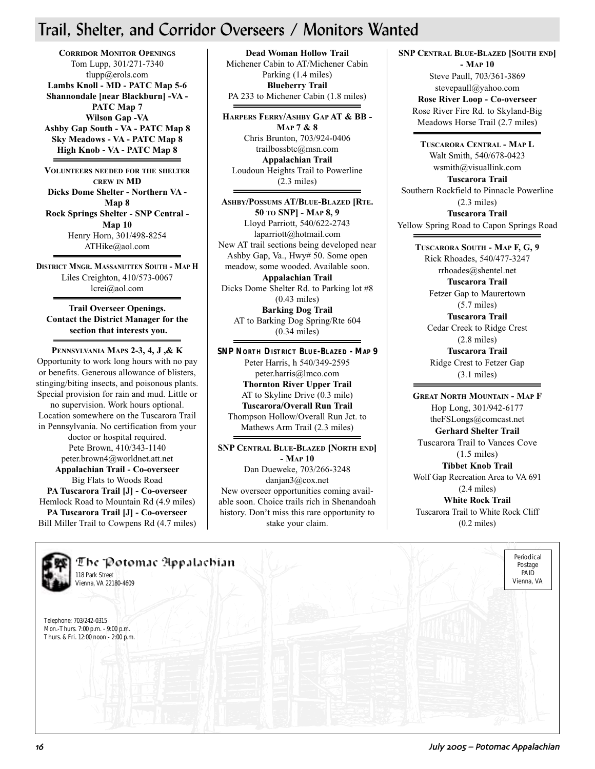# Trail, Shelter, and Corridor Overseers / Monitors Wanted

**CORRIDOR MONITOR OPENINGS**
Tom Lupp, 301/271-7340
tlupp@erols.com
**Lambs Knoll - MD - PATC Map 5-6**
**Shannondale [near Blackburn] -VA - PATC Map 7**
**Wilson Gap -VA**
**Ashby Gap South - VA - PATC Map 8**
**Sky Meadows - VA - PATC Map 8**
**High Knob - VA - PATC Map 8**

**VOLUNTEERS NEEDED FOR THE SHELTER CREW IN MD**
**Dicks Dome Shelter - Northern VA - Map 8**
**Rock Springs Shelter - SNP Central - Map 10**
Henry Horn, 301/498-8254
ATHike@aol.com

**DISTRICT MNGR. MASSANUTTEN SOUTH - MAP H**
Liles Creighton, 410/573-0067
lcrei@aol.com

**Trail Overseer Openings. Contact the District Manager for the section that interests you.**

**PENNSYLVANIA MAPS 2-3, 4, J ,& K**
Opportunity to work long hours with no pay or benefits. Generous allowance of blisters, stinging/biting insects, and poisonous plants. Special provision for rain and mud. Little or no supervision. Work hours optional. Location somewhere on the Tuscarora Trail in Pennsylvania. No certification from your doctor or hospital required.
Pete Brown, 410/343-1140
peter.brown4@worldnet.att.net
**Appalachian Trail - Co-overseer**
Big Flats to Woods Road
**PA Tuscarora Trail [J] - Co-overseer**
Hemlock Road to Mountain Rd (4.9 miles)
**PA Tuscarora Trail [J] - Co-overseer**
Bill Miller Trail to Cowpens Rd (4.7 miles)
**Dead Woman Hollow Trail**
Michener Cabin to AT/Michener Cabin Parking (1.4 miles)
**Blueberry Trail**
PA 233 to Michener Cabin (1.8 miles)

**HARPERS FERRY/ASHBY GAP AT & BB - MAP 7 & 8**
Chris Brunton, 703/924-0406
trailbossbtc@msn.com
**Appalachian Trail**
Loudoun Heights Trail to Powerline (2.3 miles)

**ASHBY/POSSUMS AT/BLUE-BLAZED [RTE. 50 TO SNP] - MAP 8, 9**
Lloyd Parriott, 540/622-2743
laparriott@hotmail.com
New AT trail sections being developed near Ashby Gap, Va., Hwy# 50. Some open meadow, some wooded. Available soon.
**Appalachian Trail**
Dicks Dome Shelter Rd. to Parking lot #8 (0.43 miles)
**Barking Dog Trail**
AT to Barking Dog Spring/Rte 604 (0.34 miles)

**SNP NORTH DISTRICT BLUE-BLAZED - MAP 9**
Peter Harris, h 540/349-2595
peter.harris@lmco.com
**Thornton River Upper Trail**
AT to Skyline Drive (0.3 mile)
**Tuscarora/Overall Run Trail**
Thompson Hollow/Overall Run Jct. to Mathews Arm Trail (2.3 miles)

**SNP CENTRAL BLUE-BLAZED [NORTH END] - MAP 10**
Dan Dueweke, 703/266-3248
danjan3@cox.net
New overseer opportunities coming available soon. Choice trails rich in Shenandoah history. Don't miss this rare opportunity to stake your claim.

**SNP CENTRAL BLUE-BLAZED [SOUTH END] - MAP 10**
Steve Paull, 703/361-3869
stevepaull@yahoo.com
**Rose River Loop - Co-overseer**
Rose River Fire Rd. to Skyland-Big Meadows Horse Trail (2.7 miles)

**TUSCARORA CENTRAL - MAP L**
Walt Smith, 540/678-0423
wsmith@visuallink.com
**Tuscarora Trail**
Southern Rockfield to Pinnacle Powerline (2.3 miles)
**Tuscarora Trail**
Yellow Spring Road to Capon Springs Road

**TUSCARORA SOUTH - MAP F, G, 9**
Rick Rhoades, 540/477-3247
rrhoades@shentel.net
**Tuscarora Trail**
Fetzer Gap to Maurertown (5.7 miles)
**Tuscarora Trail**
Cedar Creek to Ridge Crest (2.8 miles)
**Tuscarora Trail**
Ridge Crest to Fetzer Gap (3.1 miles)

**GREAT NORTH MOUNTAIN - MAP F**
Hop Long, 301/942-6177
theFSLongs@comcast.net
**Gerhard Shelter Trail**
Tuscarora Trail to Vances Cove (1.5 miles)
**Tibbet Knob Trail**
Wolf Gap Recreation Area to VA 691 (2.4 miles)
**White Rock Trail**
Tuscarora Trail to White Rock Cliff (0.2 miles)

The Potomac Appalachian
118 Park Street
Vienna, VA 22180-4609

Telephone: 703/242-0315
Mon.-Thurs. 7:00 p.m. - 9:00 p.m.
Thurs. & Fri. 12:00 noon - 2:00 p.m.

Periodical Postage PAID Vienna, VA